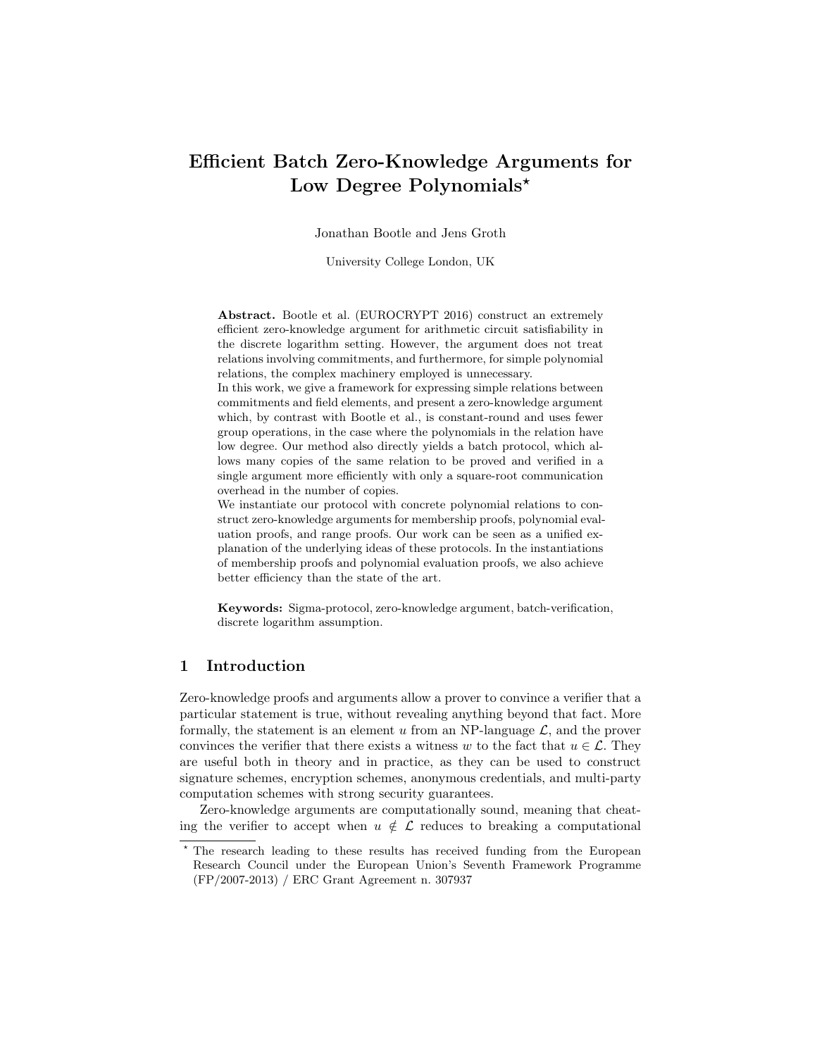# Efficient Batch Zero-Knowledge Arguments for Low Degree Polynomials*

Jonathan Bootle and Jens Groth

University College London, UK

**Abstract.** Bootle et al. (EUROCRYPT 2016) construct an extremely efficient zero-knowledge argument for arithmetic circuit satisfiability in the discrete logarithm setting. However, the argument does not treat relations involving commitments, and furthermore, for simple polynomial relations, the complex machinery employed is unnecessary.

In this work, we give a framework for expressing simple relations between commitments and field elements, and present a zero-knowledge argument which, by contrast with Bootle et al., is constant-round and uses fewer group operations, in the case where the polynomials in the relation have low degree. Our method also directly yields a batch protocol, which allows many copies of the same relation to be proved and verified in a single argument more efficiently with only a square-root communication overhead in the number of copies.

We instantiate our protocol with concrete polynomial relations to construct zero-knowledge arguments for membership proofs, polynomial evaluation proofs, and range proofs. Our work can be seen as a unified explanation of the underlying ideas of these protocols. In the instantiations of membership proofs and polynomial evaluation proofs, we also achieve better efficiency than the state of the art.

**Keywords:** Sigma-protocol, zero-knowledge argument, batch-verification, discrete logarithm assumption.

## 1 Introduction

Zero-knowledge proofs and arguments allow a prover to convince a verifier that a particular statement is true, without revealing anything beyond that fact. More formally, the statement is an element $u$ from an NP-language $\mathcal{L}$, and the prover convinces the verifier that there exists a witness $w$ to the fact that $u \in \mathcal{L}$. They are useful both in theory and in practice, as they can be used to construct signature schemes, encryption schemes, anonymous credentials, and multi-party computation schemes with strong security guarantees.

Zero-knowledge arguments are computationally sound, meaning that cheating the verifier to accept when $u \notin \mathcal{L}$ reduces to breaking a computational

---

* The research leading to these results has received funding from the European Research Council under the European Union's Seventh Framework Programme (FP/2007-2013) / ERC Grant Agreement n. 307937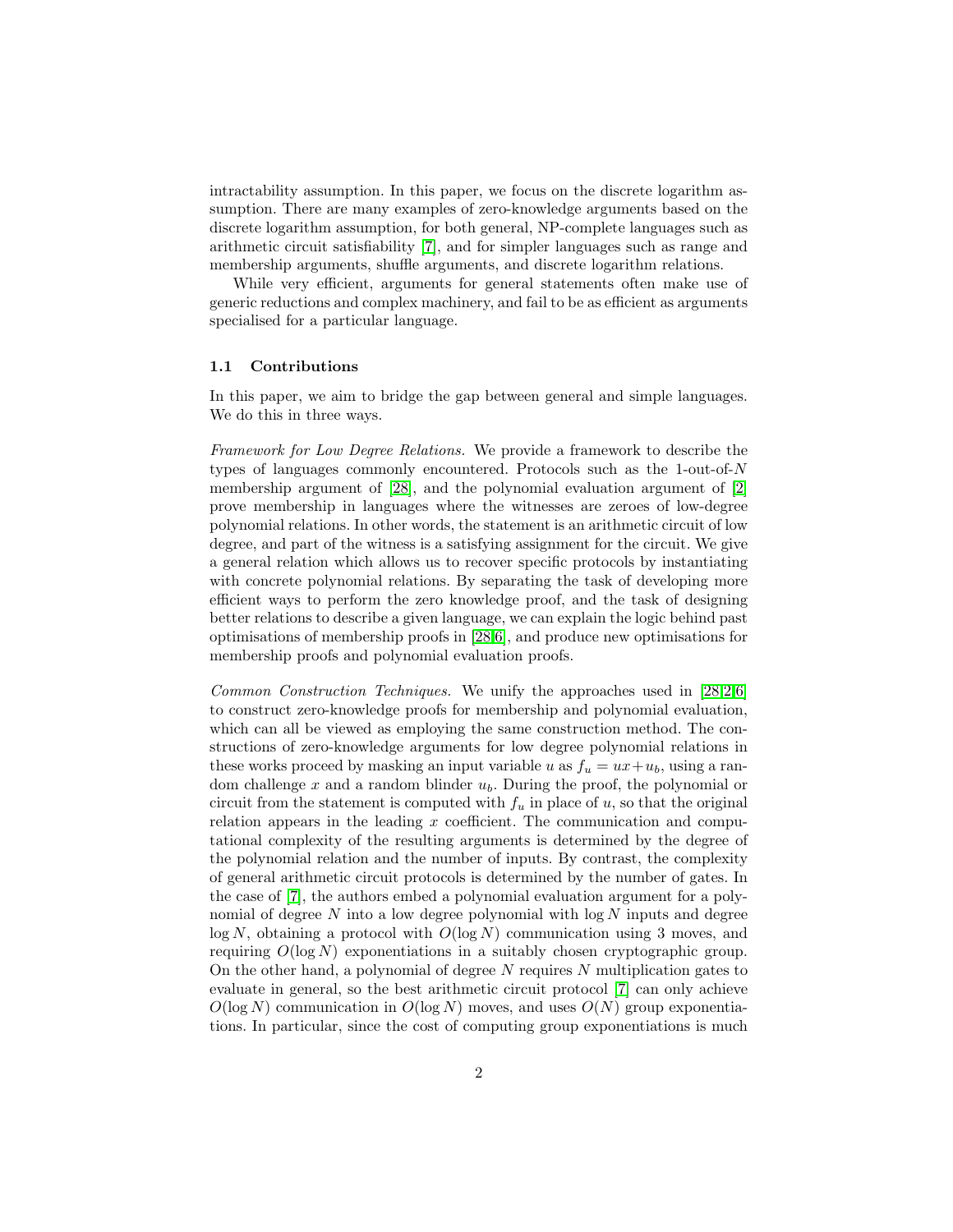intractability assumption. In this paper, we focus on the discrete logarithm assumption. There are many examples of zero-knowledge arguments based on the discrete logarithm assumption, for both general, NP-complete languages such as arithmetic circuit satisfiability [7], and for simpler languages such as range and membership arguments, shuffle arguments, and discrete logarithm relations.

While very efficient, arguments for general statements often make use of generic reductions and complex machinery, and fail to be as efficient as arguments specialised for a particular language.

### 1.1 Contributions

In this paper, we aim to bridge the gap between general and simple languages. We do this in three ways.

*Framework for Low Degree Relations.* We provide a framework to describe the types of languages commonly encountered. Protocols such as the 1-out-of-$N$ membership argument of [28], and the polynomial evaluation argument of [2] prove membership in languages where the witnesses are zeroes of low-degree polynomial relations. In other words, the statement is an arithmetic circuit of low degree, and part of the witness is a satisfying assignment for the circuit. We give a general relation which allows us to recover specific protocols by instantiating with concrete polynomial relations. By separating the task of developing more efficient ways to perform the zero knowledge proof, and the task of designing better relations to describe a given language, we can explain the logic behind past optimisations of membership proofs in [28,6], and produce new optimisations for membership proofs and polynomial evaluation proofs.

*Common Construction Techniques.* We unify the approaches used in [28,2,6] to construct zero-knowledge proofs for membership and polynomial evaluation, which can all be viewed as employing the same construction method. The constructions of zero-knowledge arguments for low degree polynomial relations in these works proceed by masking an input variable $u$ as $f_u = ux + u_b$, using a random challenge $x$ and a random blinder $u_b$. During the proof, the polynomial or circuit from the statement is computed with $f_u$ in place of $u$, so that the original relation appears in the leading $x$ coefficient. The communication and computational complexity of the resulting arguments is determined by the degree of the polynomial relation and the number of inputs. By contrast, the complexity of general arithmetic circuit protocols is determined by the number of gates. In the case of [7], the authors embed a polynomial evaluation argument for a polynomial of degree $N$ into a low degree polynomial with $\log N$ inputs and degree $\log N$, obtaining a protocol with $O(\log N)$ communication using 3 moves, and requiring $O(\log N)$ exponentiations in a suitably chosen cryptographic group. On the other hand, a polynomial of degree $N$ requires $N$ multiplication gates to evaluate in general, so the best arithmetic circuit protocol [7] can only achieve $O(\log N)$ communication in $O(\log N)$ moves, and uses $O(N)$ group exponentiations. In particular, since the cost of computing group exponentiations is much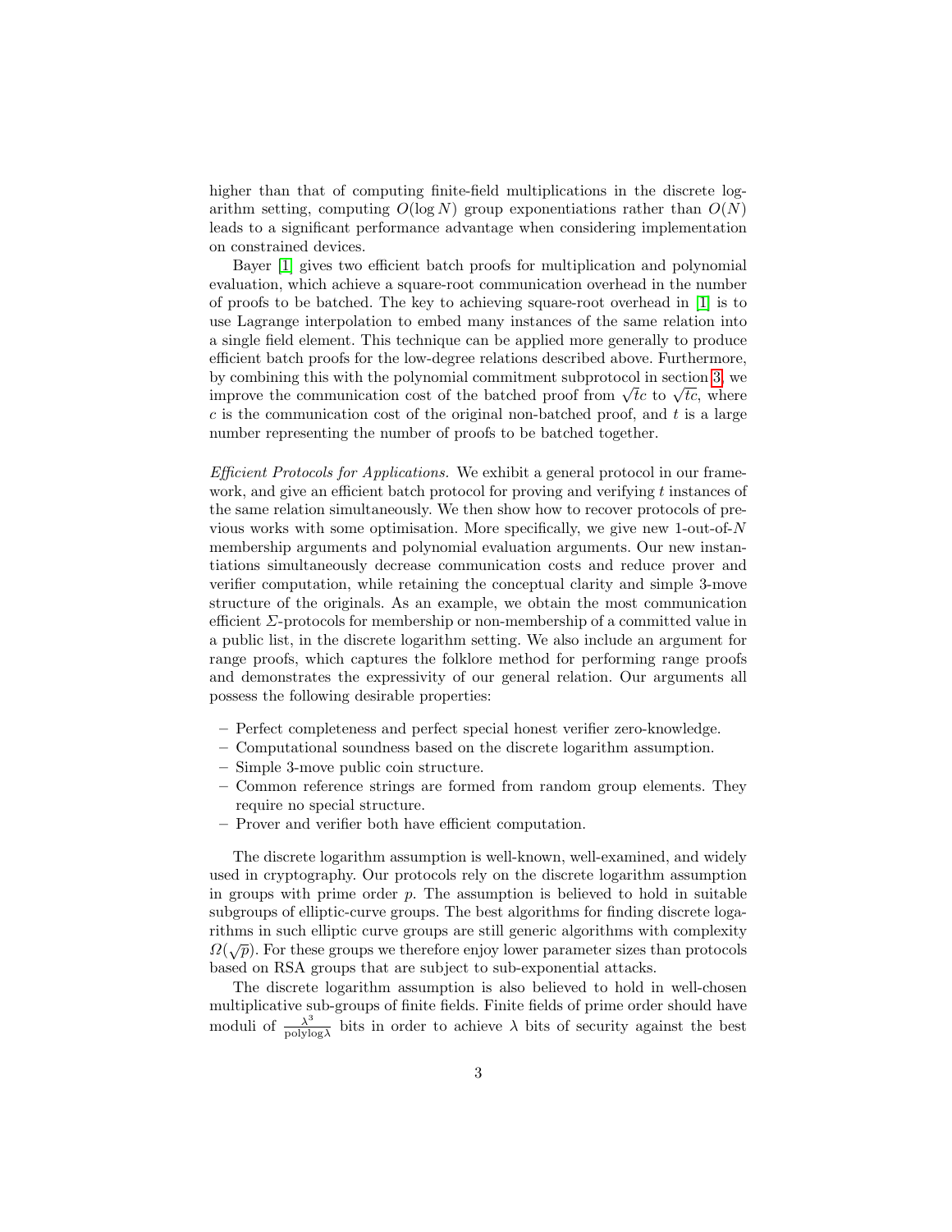higher than that of computing finite-field multiplications in the discrete logarithm setting, computing $O(\log N)$ group exponentiations rather than $O(N)$ leads to a significant performance advantage when considering implementation on constrained devices.

Bayer [1] gives two efficient batch proofs for multiplication and polynomial evaluation, which achieve a square-root communication overhead in the number of proofs to be batched. The key to achieving square-root overhead in [1] is to use Lagrange interpolation to embed many instances of the same relation into a single field element. This technique can be applied more generally to produce efficient batch proofs for the low-degree relations described above. Furthermore, by combining this with the polynomial commitment subprotocol in section 3, we improve the communication cost of the batched proof from $\sqrt{t}c$ to $\sqrt{tc}$, where $c$ is the communication cost of the original non-batched proof, and $t$ is a large number representing the number of proofs to be batched together.

*Efficient Protocols for Applications.* We exhibit a general protocol in our framework, and give an efficient batch protocol for proving and verifying $t$ instances of the same relation simultaneously. We then show how to recover protocols of previous works with some optimisation. More specifically, we give new 1-out-of-$N$ membership arguments and polynomial evaluation arguments. Our new instantiations simultaneously decrease communication costs and reduce prover and verifier computation, while retaining the conceptual clarity and simple 3-move structure of the originals. As an example, we obtain the most communication efficient $\Sigma$-protocols for membership or non-membership of a committed value in a public list, in the discrete logarithm setting. We also include an argument for range proofs, which captures the folklore method for performing range proofs and demonstrates the expressivity of our general relation. Our arguments all possess the following desirable properties:

- Perfect completeness and perfect special honest verifier zero-knowledge.
- Computational soundness based on the discrete logarithm assumption.
- Simple 3-move public coin structure.
- Common reference strings are formed from random group elements. They require no special structure.
- Prover and verifier both have efficient computation.

The discrete logarithm assumption is well-known, well-examined, and widely used in cryptography. Our protocols rely on the discrete logarithm assumption in groups with prime order $p$. The assumption is believed to hold in suitable subgroups of elliptic-curve groups. The best algorithms for finding discrete logarithms in such elliptic curve groups are still generic algorithms with complexity $\Omega(\sqrt{p})$. For these groups we therefore enjoy lower parameter sizes than protocols based on RSA groups that are subject to sub-exponential attacks.

The discrete logarithm assumption is also believed to hold in well-chosen multiplicative sub-groups of finite fields. Finite fields of prime order should have moduli of $\frac{\lambda^3}{\text{polylog}\lambda}$ bits in order to achieve $\lambda$ bits of security against the best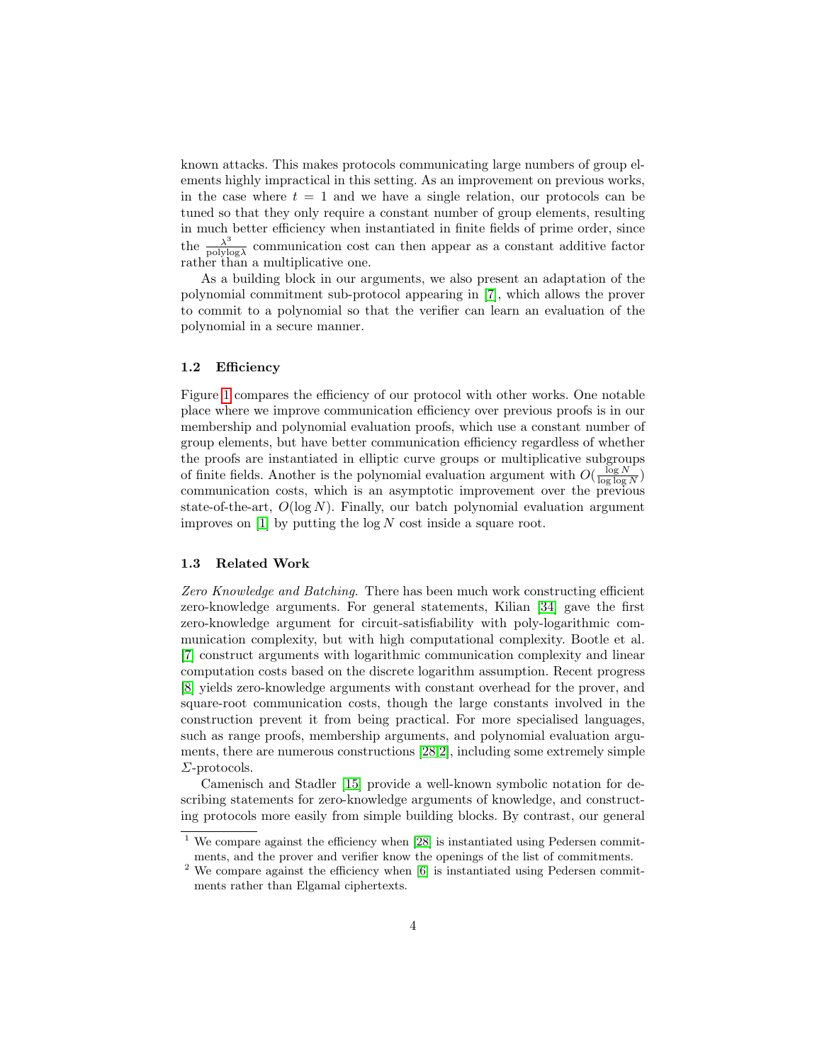known attacks. This makes protocols communicating large numbers of group elements highly impractical in this setting. As an improvement on previous works, in the case where $t = 1$ and we have a single relation, our protocols can be tuned so that they only require a constant number of group elements, resulting in much better efficiency when instantiated in finite fields of prime order, since the $\frac{\lambda^3}{\text{polylog}\lambda}$ communication cost can then appear as a constant additive factor rather than a multiplicative one.

As a building block in our arguments, we also present an adaptation of the polynomial commitment sub-protocol appearing in [7], which allows the prover to commit to a polynomial so that the verifier can learn an evaluation of the polynomial in a secure manner.

### 1.2 Efficiency

Figure 1 compares the efficiency of our protocol with other works. One notable place where we improve communication efficiency over previous proofs is in our membership and polynomial evaluation proofs, which use a constant number of group elements, but have better communication efficiency regardless of whether the proofs are instantiated in elliptic curve groups or multiplicative subgroups of finite fields. Another is the polynomial evaluation argument with $O(\frac{\log N}{\log \log N})$ communication costs, which is an asymptotic improvement over the previous state-of-the-art, $O(\log N)$. Finally, our batch polynomial evaluation argument improves on [1] by putting the $\log N$ cost inside a square root.

### 1.3 Related Work

*Zero Knowledge and Batching.* There has been much work constructing efficient zero-knowledge arguments. For general statements, Kilian [34] gave the first zero-knowledge argument for circuit-satisfiability with poly-logarithmic communication complexity, but with high computational complexity. Bootle et al. [7] construct arguments with logarithmic communication complexity and linear computation costs based on the discrete logarithm assumption. Recent progress [8] yields zero-knowledge arguments with constant overhead for the prover, and square-root communication costs, though the large constants involved in the construction prevent it from being practical. For more specialised languages, such as range proofs, membership arguments, and polynomial evaluation arguments, there are numerous constructions [28,2], including some extremely simple $\Sigma$-protocols.

Camenisch and Stadler [15] provide a well-known symbolic notation for describing statements for zero-knowledge arguments of knowledge, and constructing protocols more easily from simple building blocks. By contrast, our general

[1] We compare against the efficiency when [28] is instantiated using Pedersen commitments, and the prover and verifier know the openings of the list of commitments.

[2] We compare against the efficiency when [6] is instantiated using Pedersen commitments rather than Elgamal ciphertexts.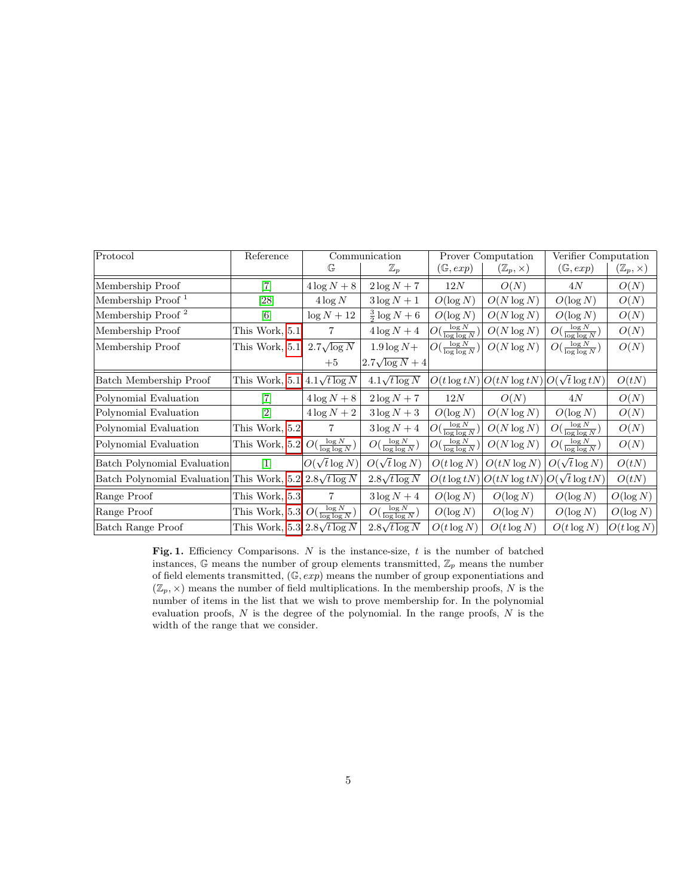| Protocol | Reference | Communication | | Prover Computation | | Verifier Computation | |
|---|---|---|---|---|---|---|---|
| | | $\mathbb{G}$ | $\mathbb{Z}_p$ | $(\mathbb{G}, exp)$ | $(\mathbb{Z}_p, \times)$ | $(\mathbb{G}, exp)$ | $(\mathbb{Z}_p, \times)$ |
| Membership Proof | [7] | $4\log N + 8$ | $2\log N + 7$ | $12N$ | $O(N)$ | $4N$ | $O(N)$ |
| Membership Proof [1] | [28] | $4\log N$ | $3\log N + 1$ | $O(\log N)$ | $O(N\log N)$ | $O(\log N)$ | $O(N)$ |
| Membership Proof [2] | [6] | $\log N + 12$ | $\frac{3}{2}\log N + 6$ | $O(\log N)$ | $O(N\log N)$ | $O(\log N)$ | $O(N)$ |
| Membership Proof | This Work, 5.1 | 7 | $4\log N + 4$ | $O(\frac{\log N}{\log\log N})$ | $O(N\log N)$ | $O(\frac{\log N}{\log\log N})$ | $O(N)$ |
| Membership Proof | This Work, 5.1 | $2.7\sqrt{\log N} + 5$ | $1.9\log N + 2.7\sqrt{\log N} + 4$ | $O(\frac{\log N}{\log\log N})$ | $O(N\log N)$ | $O(\frac{\log N}{\log\log N})$ | $O(N)$ |
| Batch Membership Proof | This Work, 5.1 | $4.1\sqrt{t\log N}$ | $4.1\sqrt{t\log N}$ | $O(t\log tN)$ | $O(tN\log tN)$ | $O(\sqrt{t}\log tN)$ | $O(tN)$ |
| Polynomial Evaluation | [7] | $4\log N + 8$ | $2\log N + 7$ | $12N$ | $O(N)$ | $4N$ | $O(N)$ |
| Polynomial Evaluation | [2] | $4\log N + 2$ | $3\log N + 3$ | $O(\log N)$ | $O(N\log N)$ | $O(\log N)$ | $O(N)$ |
| Polynomial Evaluation | This Work, 5.2 | 7 | $3\log N + 4$ | $O(\frac{\log N}{\log\log N})$ | $O(N\log N)$ | $O(\frac{\log N}{\log\log N})$ | $O(N)$ |
| Polynomial Evaluation | This Work, 5.2 | $O(\frac{\log N}{\log\log N})$ | $O(\frac{\log N}{\log\log N})$ | $O(\frac{\log N}{\log\log N})$ | $O(N\log N)$ | $O(\frac{\log N}{\log\log N})$ | $O(N)$ |
| Batch Polynomial Evaluation | [1] | $O(\sqrt{t}\log N)$ | $O(\sqrt{t}\log N)$ | $O(t\log N)$ | $O(tN\log N)$ | $O(\sqrt{t}\log N)$ | $O(tN)$ |
| Batch Polynomial Evaluation | This Work, 5.2 | $2.8\sqrt{t\log N}$ | $2.8\sqrt{t\log N}$ | $O(t\log tN)$ | $O(tN\log tN)$ | $O(\sqrt{t}\log tN)$ | $O(tN)$ |
| Range Proof | This Work, 5.3 | 7 | $3\log N + 4$ | $O(\log N)$ | $O(\log N)$ | $O(\log N)$ | $O(\log N)$ |
| Range Proof | This Work, 5.3 | $O(\frac{\log N}{\log\log N})$ | $O(\frac{\log N}{\log\log N})$ | $O(\log N)$ | $O(\log N)$ | $O(\log N)$ | $O(\log N)$ |
| Batch Range Proof | This Work, 5.3 | $2.8\sqrt{t\log N}$ | $2.8\sqrt{t\log N}$ | $O(t\log N)$ | $O(t\log N)$ | $O(t\log N)$ | $O(t\log N)$ |

**Fig. 1.** Efficiency Comparisons. $N$ is the instance-size, $t$ is the number of batched instances, $\mathbb{G}$ means the number of group elements transmitted, $\mathbb{Z}_p$ means the number of field elements transmitted, $(\mathbb{G}, exp)$ means the number of group exponentiations and $(\mathbb{Z}_p, \times)$ means the number of field multiplications. In the membership proofs, $N$ is the number of items in the list that we wish to prove membership for. In the polynomial evaluation proofs, $N$ is the degree of the polynomial. In the range proofs, $N$ is the width of the range that we consider.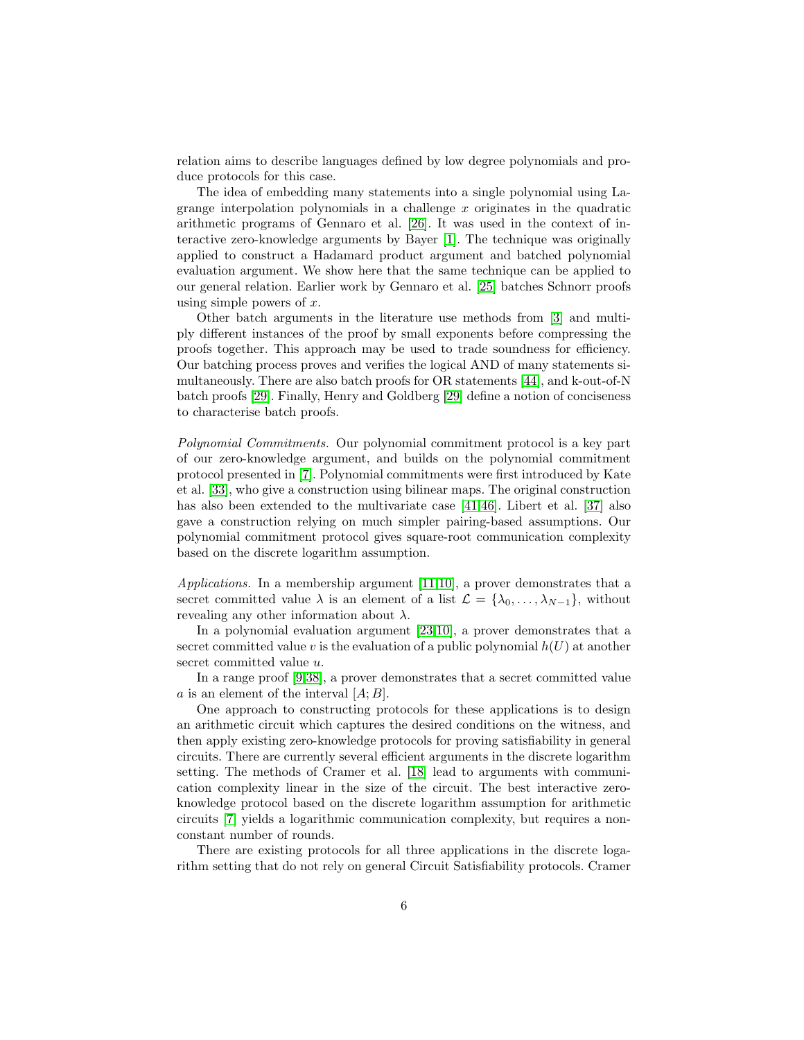relation aims to describe languages defined by low degree polynomials and produce protocols for this case.

The idea of embedding many statements into a single polynomial using Lagrange interpolation polynomials in a challenge $x$ originates in the quadratic arithmetic programs of Gennaro et al. [26]. It was used in the context of interactive zero-knowledge arguments by Bayer [1]. The technique was originally applied to construct a Hadamard product argument and batched polynomial evaluation argument. We show here that the same technique can be applied to our general relation. Earlier work by Gennaro et al. [25] batches Schnorr proofs using simple powers of $x$.

Other batch arguments in the literature use methods from [3] and multiply different instances of the proof by small exponents before compressing the proofs together. This approach may be used to trade soundness for efficiency. Our batching process proves and verifies the logical AND of many statements simultaneously. There are also batch proofs for OR statements [44], and k-out-of-N batch proofs [29]. Finally, Henry and Goldberg [29] define a notion of conciseness to characterise batch proofs.

*Polynomial Commitments.* Our polynomial commitment protocol is a key part of our zero-knowledge argument, and builds on the polynomial commitment protocol presented in [7]. Polynomial commitments were first introduced by Kate et al. [33], who give a construction using bilinear maps. The original construction has also been extended to the multivariate case [41,46]. Libert et al. [37] also gave a construction relying on much simpler pairing-based assumptions. Our polynomial commitment protocol gives square-root communication complexity based on the discrete logarithm assumption.

*Applications.* In a membership argument [11,10], a prover demonstrates that a secret committed value $\lambda$ is an element of a list $\mathcal{L} = \{\lambda_0, \ldots, \lambda_{N-1}\}$, without revealing any other information about $\lambda$.

In a polynomial evaluation argument [23,10], a prover demonstrates that a secret committed value $v$ is the evaluation of a public polynomial $h(U)$ at another secret committed value $u$.

In a range proof [9,38], a prover demonstrates that a secret committed value $a$ is an element of the interval $[A; B]$.

One approach to constructing protocols for these applications is to design an arithmetic circuit which captures the desired conditions on the witness, and then apply existing zero-knowledge protocols for proving satisfiability in general circuits. There are currently several efficient arguments in the discrete logarithm setting. The methods of Cramer et al. [18] lead to arguments with communication complexity linear in the size of the circuit. The best interactive zero-knowledge protocol based on the discrete logarithm assumption for arithmetic circuits [7] yields a logarithmic communication complexity, but requires a non-constant number of rounds.

There are existing protocols for all three applications in the discrete logarithm setting that do not rely on general Circuit Satisfiability protocols. Cramer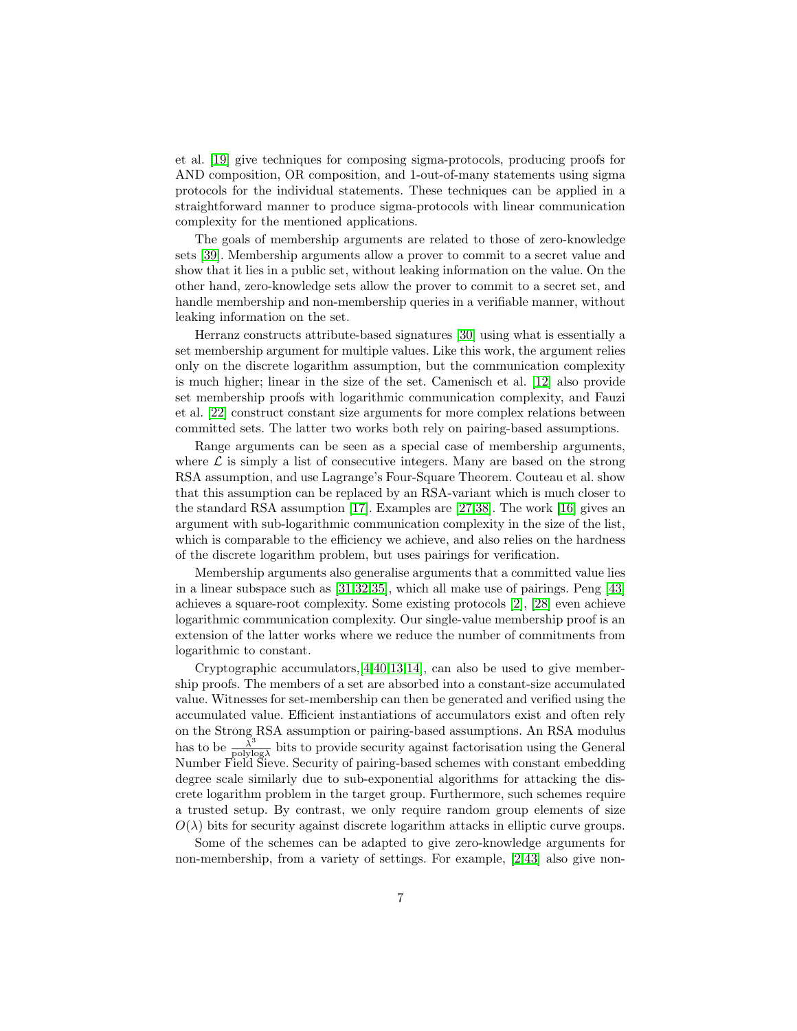et al. [19] give techniques for composing sigma-protocols, producing proofs for AND composition, OR composition, and 1-out-of-many statements using sigma protocols for the individual statements. These techniques can be applied in a straightforward manner to produce sigma-protocols with linear communication complexity for the mentioned applications.

The goals of membership arguments are related to those of zero-knowledge sets [39]. Membership arguments allow a prover to commit to a secret value and show that it lies in a public set, without leaking information on the value. On the other hand, zero-knowledge sets allow the prover to commit to a secret set, and handle membership and non-membership queries in a verifiable manner, without leaking information on the set.

Herranz constructs attribute-based signatures [30] using what is essentially a set membership argument for multiple values. Like this work, the argument relies only on the discrete logarithm assumption, but the communication complexity is much higher; linear in the size of the set. Camenisch et al. [12] also provide set membership proofs with logarithmic communication complexity, and Fauzi et al. [22] construct constant size arguments for more complex relations between committed sets. The latter two works both rely on pairing-based assumptions.

Range arguments can be seen as a special case of membership arguments, where $\mathcal{L}$ is simply a list of consecutive integers. Many are based on the strong RSA assumption, and use Lagrange's Four-Square Theorem. Couteau et al. show that this assumption can be replaced by an RSA-variant which is much closer to the standard RSA assumption [17]. Examples are [27,38]. The work [16] gives an argument with sub-logarithmic communication complexity in the size of the list, which is comparable to the efficiency we achieve, and also relies on the hardness of the discrete logarithm problem, but uses pairings for verification.

Membership arguments also generalise arguments that a committed value lies in a linear subspace such as [31,32,35], which all make use of pairings. Peng [43] achieves a square-root complexity. Some existing protocols [2], [28] even achieve logarithmic communication complexity. Our single-value membership proof is an extension of the latter works where we reduce the number of commitments from logarithmic to constant.

Cryptographic accumulators,[4,40,13,14], can also be used to give membership proofs. The members of a set are absorbed into a constant-size accumulated value. Witnesses for set-membership can then be generated and verified using the accumulated value. Efficient instantiations of accumulators exist and often rely on the Strong RSA assumption or pairing-based assumptions. An RSA modulus has to be $\frac{\lambda^3}{\text{polylog}\lambda}$ bits to provide security against factorisation using the General Number Field Sieve. Security of pairing-based schemes with constant embedding degree scale similarly due to sub-exponential algorithms for attacking the discrete logarithm problem in the target group. Furthermore, such schemes require a trusted setup. By contrast, we only require random group elements of size $O(\lambda)$ bits for security against discrete logarithm attacks in elliptic curve groups.

Some of the schemes can be adapted to give zero-knowledge arguments for non-membership, from a variety of settings. For example, [2,43] also give non-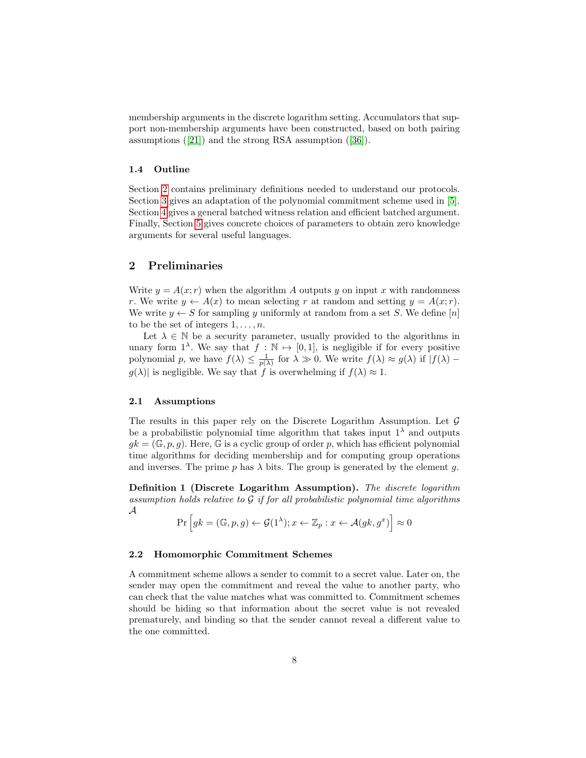membership arguments in the discrete logarithm setting. Accumulators that support non-membership arguments have been constructed, based on both pairing assumptions ([21]) and the strong RSA assumption ([36]).

### 1.4 Outline

Section 2 contains preliminary definitions needed to understand our protocols. Section 3 gives an adaptation of the polynomial commitment scheme used in [5]. Section 4 gives a general batched witness relation and efficient batched argument. Finally, Section 5 gives concrete choices of parameters to obtain zero knowledge arguments for several useful languages.

## 2 Preliminaries

Write $y = A(x; r)$ when the algorithm $A$ outputs $y$ on input $x$ with randomness $r$. We write $y \leftarrow A(x)$ to mean selecting $r$ at random and setting $y = A(x; r)$. We write $y \leftarrow S$ for sampling $y$ uniformly at random from a set $S$. We define $[n]$ to be the set of integers $1, \ldots, n$.

Let $\lambda \in \mathbb{N}$ be a security parameter, usually provided to the algorithms in unary form $1^\lambda$. We say that $f : \mathbb{N} \mapsto [0, 1]$, is negligible if for every positive polynomial $p$, we have $f(\lambda) \leq \frac{1}{p(\lambda)}$ for $\lambda \gg 0$. We write $f(\lambda) \approx g(\lambda)$ if $|f(\lambda) - g(\lambda)|$ is negligible. We say that $f$ is overwhelming if $f(\lambda) \approx 1$.

### 2.1 Assumptions

The results in this paper rely on the Discrete Logarithm Assumption. Let $\mathcal{G}$ be a probabilistic polynomial time algorithm that takes input $1^\lambda$ and outputs $gk = (\mathbb{G}, p, g)$. Here, $\mathbb{G}$ is a cyclic group of order $p$, which has efficient polynomial time algorithms for deciding membership and for computing group operations and inverses. The prime $p$ has $\lambda$ bits. The group is generated by the element $g$.

**Definition 1 (Discrete Logarithm Assumption).** *The discrete logarithm assumption holds relative to $\mathcal{G}$ if for all probabilistic polynomial time algorithms $\mathcal{A}$*

$$\Pr\left[gk = (\mathbb{G}, p, g) \leftarrow \mathcal{G}(1^\lambda); x \leftarrow \mathbb{Z}_p : x \leftarrow \mathcal{A}(gk, g^x)\right] \approx 0$$

### 2.2 Homomorphic Commitment Schemes

A commitment scheme allows a sender to commit to a secret value. Later on, the sender may open the commitment and reveal the value to another party, who can check that the value matches what was committed to. Commitment schemes should be hiding so that information about the secret value is not revealed prematurely, and binding so that the sender cannot reveal a different value to the one committed.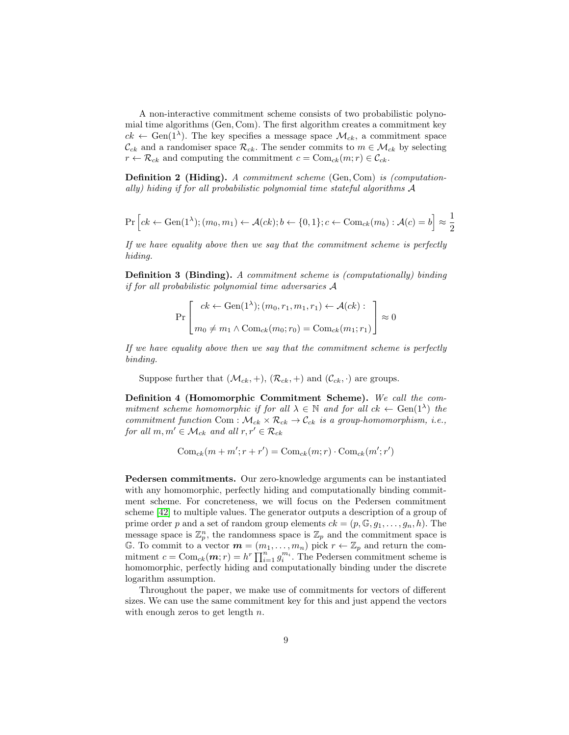A non-interactive commitment scheme consists of two probabilistic polynomial time algorithms $(\text{Gen}, \text{Com})$. The first algorithm creates a commitment key $ck \leftarrow \text{Gen}(1^\lambda)$. The key specifies a message space $\mathcal{M}_{ck}$, a commitment space $\mathcal{C}_{ck}$ and a randomiser space $\mathcal{R}_{ck}$. The sender commits to $m \in \mathcal{M}_{ck}$ by selecting $r \leftarrow \mathcal{R}_{ck}$ and computing the commitment $c = \text{Com}_{ck}(m; r) \in \mathcal{C}_{ck}$.

**Definition 2 (Hiding).** *A commitment scheme* $(\text{Gen}, \text{Com})$ *is (computationally) hiding if for all probabilistic polynomial time stateful algorithms* $\mathcal{A}$

$$\Pr\left[ck \leftarrow \text{Gen}(1^\lambda); (m_0, m_1) \leftarrow \mathcal{A}(ck); b \leftarrow \{0,1\}; c \leftarrow \text{Com}_{ck}(m_b) : \mathcal{A}(c) = b\right] \approx \frac{1}{2}$$

*If we have equality above then we say that the commitment scheme is perfectly hiding.*

**Definition 3 (Binding).** *A commitment scheme is (computationally) binding if for all probabilistic polynomial time adversaries* $\mathcal{A}$

$$\Pr\left[\begin{array}{c} ck \leftarrow \text{Gen}(1^\lambda); (m_0, r_1, m_1, r_1) \leftarrow \mathcal{A}(ck) : \\ m_0 \neq m_1 \wedge \text{Com}_{ck}(m_0; r_0) = \text{Com}_{ck}(m_1; r_1) \end{array}\right] \approx 0$$

*If we have equality above then we say that the commitment scheme is perfectly binding.*

Suppose further that $(\mathcal{M}_{ck}, +)$, $(\mathcal{R}_{ck}, +)$ and $(\mathcal{C}_{ck}, \cdot)$ are groups.

**Definition 4 (Homomorphic Commitment Scheme).** *We call the commitment scheme homomorphic if for all* $\lambda \in \mathbb{N}$ *and for all* $ck \leftarrow \text{Gen}(1^\lambda)$ *the commitment function* $\text{Com} : \mathcal{M}_{ck} \times \mathcal{R}_{ck} \rightarrow \mathcal{C}_{ck}$ *is a group-homomorphism, i.e., for all* $m, m' \in \mathcal{M}_{ck}$ *and all* $r, r' \in \mathcal{R}_{ck}$

$$\text{Com}_{ck}(m + m'; r + r') = \text{Com}_{ck}(m; r) \cdot \text{Com}_{ck}(m'; r')$$

**Pedersen commitments.** Our zero-knowledge arguments can be instantiated with any homomorphic, perfectly hiding and computationally binding commitment scheme. For concreteness, we will focus on the Pedersen commitment scheme [42] to multiple values. The generator outputs a description of a group of prime order $p$ and a set of random group elements $ck = (p, \mathbb{G}, g_1, \ldots, g_n, h)$. The message space is $\mathbb{Z}_p^n$, the randomness space is $\mathbb{Z}_p$ and the commitment space is $\mathbb{G}$. To commit to a vector $\boldsymbol{m} = (m_1, \ldots, m_n)$ pick $r \leftarrow \mathbb{Z}_p$ and return the commitment $c = \text{Com}_{ck}(\boldsymbol{m}; r) = h^r \prod_{i=1}^n g_i^{m_i}$. The Pedersen commitment scheme is homomorphic, perfectly hiding and computationally binding under the discrete logarithm assumption.

Throughout the paper, we make use of commitments for vectors of different sizes. We can use the same commitment key for this and just append the vectors with enough zeros to get length $n$.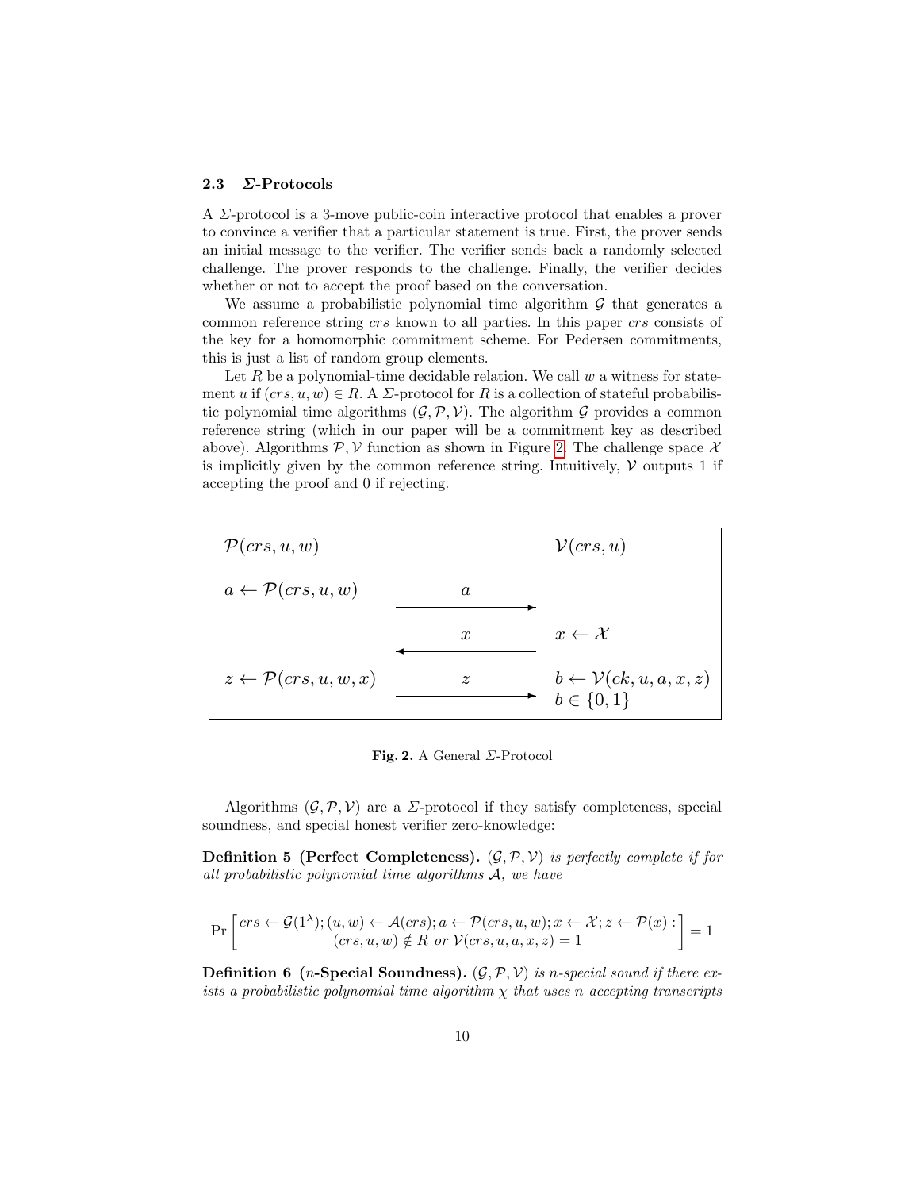### 2.3 $\Sigma$-Protocols

A $\Sigma$-protocol is a 3-move public-coin interactive protocol that enables a prover to convince a verifier that a particular statement is true. First, the prover sends an initial message to the verifier. The verifier sends back a randomly selected challenge. The prover responds to the challenge. Finally, the verifier decides whether or not to accept the proof based on the conversation.

We assume a probabilistic polynomial time algorithm $\mathcal{G}$ that generates a common reference string $crs$ known to all parties. In this paper $crs$ consists of the key for a homomorphic commitment scheme. For Pedersen commitments, this is just a list of random group elements.

Let $R$ be a polynomial-time decidable relation. We call $w$ a witness for statement $u$ if $(crs, u, w) \in R$. A $\Sigma$-protocol for $R$ is a collection of stateful probabilistic polynomial time algorithms $(\mathcal{G}, \mathcal{P}, \mathcal{V})$. The algorithm $\mathcal{G}$ provides a common reference string (which in our paper will be a commitment key as described above). Algorithms $\mathcal{P}, \mathcal{V}$ function as shown in Figure 2. The challenge space $\mathcal{X}$ is implicitly given by the common reference string. Intuitively, $\mathcal{V}$ outputs 1 if accepting the proof and 0 if rejecting.

| $\mathcal{P}(crs, u, w)$ | | $\mathcal{V}(crs, u)$ |
|---|---|---|
| $a \leftarrow \mathcal{P}(crs, u, w)$ | $a$ $\longrightarrow$ | |
| | $x$ $\longleftarrow$ | $x \leftarrow \mathcal{X}$ |
| $z \leftarrow \mathcal{P}(crs, u, w, x)$ | $z$ $\longrightarrow$ | $b \leftarrow \mathcal{V}(ck, u, a, x, z)$ <br> $b \in \{0, 1\}$ |

**Fig. 2.** A General $\Sigma$-Protocol

Algorithms $(\mathcal{G}, \mathcal{P}, \mathcal{V})$ are a $\Sigma$-protocol if they satisfy completeness, special soundness, and special honest verifier zero-knowledge:

**Definition 5 (Perfect Completeness).** *$(\mathcal{G}, \mathcal{P}, \mathcal{V})$ is perfectly complete if for all probabilistic polynomial time algorithms $\mathcal{A}$, we have*

$$\Pr\left[\begin{array}{c} crs \leftarrow \mathcal{G}(1^\lambda); (u, w) \leftarrow \mathcal{A}(crs); a \leftarrow \mathcal{P}(crs, u, w); x \leftarrow \mathcal{X}; z \leftarrow \mathcal{P}(x) : \\ (crs, u, w) \notin R \text{ or } \mathcal{V}(crs, u, a, x, z) = 1 \end{array}\right] = 1$$

**Definition 6 ($n$-Special Soundness).** *$(\mathcal{G}, \mathcal{P}, \mathcal{V})$ is $n$-special sound if there exists a probabilistic polynomial time algorithm $\chi$ that uses $n$ accepting transcripts*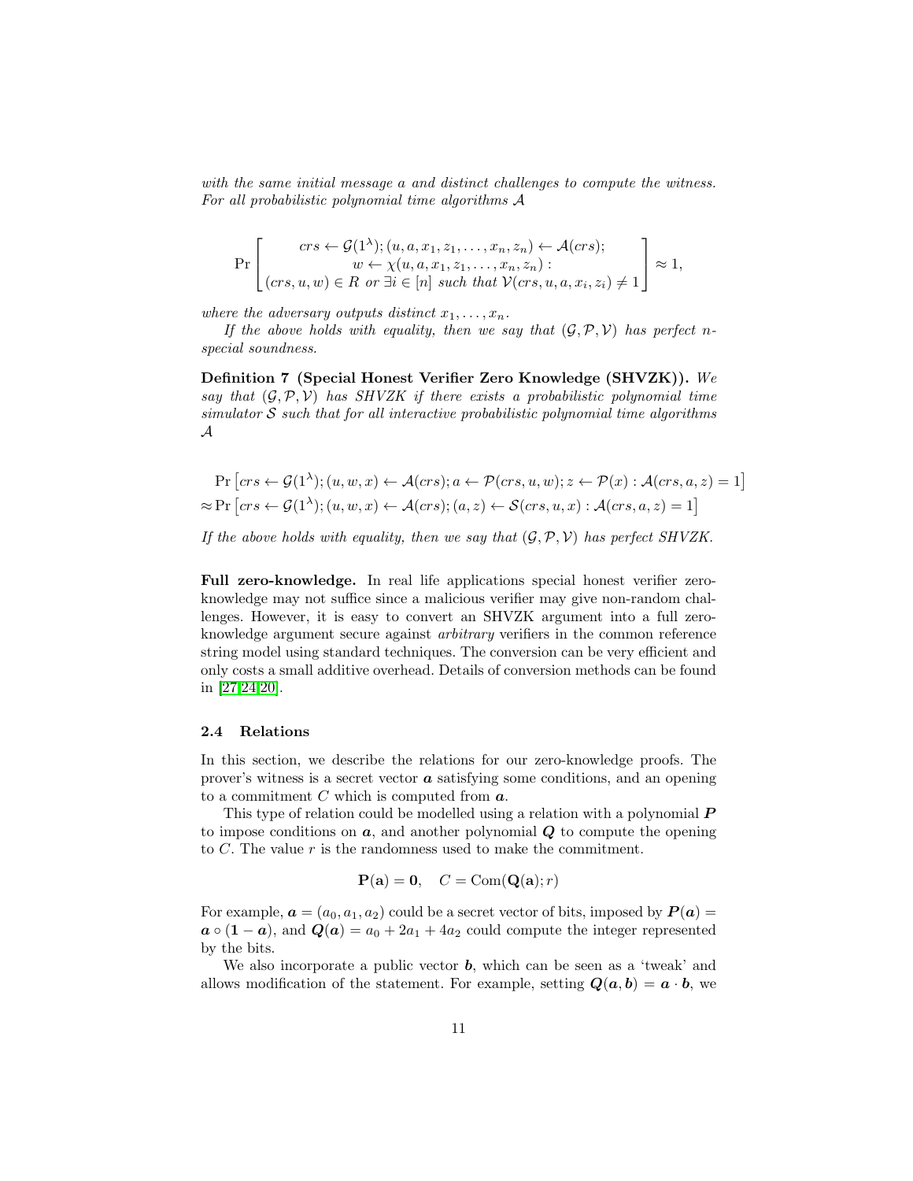*with the same initial message a and distinct challenges to compute the witness. For all probabilistic polynomial time algorithms $\mathcal{A}$*

$$\Pr\left[\begin{array}{c} crs \leftarrow \mathcal{G}(1^\lambda); (u, a, x_1, z_1, \ldots, x_n, z_n) \leftarrow \mathcal{A}(crs); \\ w \leftarrow \chi(u, a, x_1, z_1, \ldots, x_n, z_n): \\ (crs, u, w) \in R \text{ or } \exists i \in [n] \text{ such that } \mathcal{V}(crs, u, a, x_i, z_i) \neq 1 \end{array}\right] \approx 1,$$

*where the adversary outputs distinct $x_1, \ldots, x_n$.*

*If the above holds with equality, then we say that $(\mathcal{G}, \mathcal{P}, \mathcal{V})$ has perfect $n$-special soundness.*

**Definition 7 (Special Honest Verifier Zero Knowledge (SHVZK)).** *We say that $(\mathcal{G}, \mathcal{P}, \mathcal{V})$ has SHVZK if there exists a probabilistic polynomial time simulator $\mathcal{S}$ such that for all interactive probabilistic polynomial time algorithms $\mathcal{A}$*

$$\begin{aligned} &\Pr\left[crs \leftarrow \mathcal{G}(1^\lambda); (u, w, x) \leftarrow \mathcal{A}(crs); a \leftarrow \mathcal{P}(crs, u, w); z \leftarrow \mathcal{P}(x) : \mathcal{A}(crs, a, z) = 1\right] \\ \approx &\Pr\left[crs \leftarrow \mathcal{G}(1^\lambda); (u, w, x) \leftarrow \mathcal{A}(crs); (a, z) \leftarrow \mathcal{S}(crs, u, x) : \mathcal{A}(crs, a, z) = 1\right] \end{aligned}$$

*If the above holds with equality, then we say that $(\mathcal{G}, \mathcal{P}, \mathcal{V})$ has perfect SHVZK.*

**Full zero-knowledge.** In real life applications special honest verifier zero-knowledge may not suffice since a malicious verifier may give non-random challenges. However, it is easy to convert an SHVZK argument into a full zero-knowledge argument secure against *arbitrary* verifiers in the common reference string model using standard techniques. The conversion can be very efficient and only costs a small additive overhead. Details of conversion methods can be found in [27,24,20].

### 2.4 Relations

In this section, we describe the relations for our zero-knowledge proofs. The prover's witness is a secret vector $\boldsymbol{a}$ satisfying some conditions, and an opening to a commitment $C$ which is computed from $\boldsymbol{a}$.

This type of relation could be modelled using a relation with a polynomial $\boldsymbol{P}$ to impose conditions on $\boldsymbol{a}$, and another polynomial $\boldsymbol{Q}$ to compute the opening to $C$. The value $r$ is the randomness used to make the commitment.

$$\mathbf{P}(\mathbf{a}) = \mathbf{0}, \quad C = \mathrm{Com}(\mathbf{Q}(\mathbf{a}); r)$$

For example, $\boldsymbol{a} = (a_0, a_1, a_2)$ could be a secret vector of bits, imposed by $\boldsymbol{P}(\boldsymbol{a}) = \boldsymbol{a} \circ (\mathbf{1} - \boldsymbol{a})$, and $\boldsymbol{Q}(\boldsymbol{a}) = a_0 + 2a_1 + 4a_2$ could compute the integer represented by the bits.

We also incorporate a public vector $\boldsymbol{b}$, which can be seen as a 'tweak' and allows modification of the statement. For example, setting $\boldsymbol{Q}(\boldsymbol{a}, \boldsymbol{b}) = \boldsymbol{a} \cdot \boldsymbol{b}$, we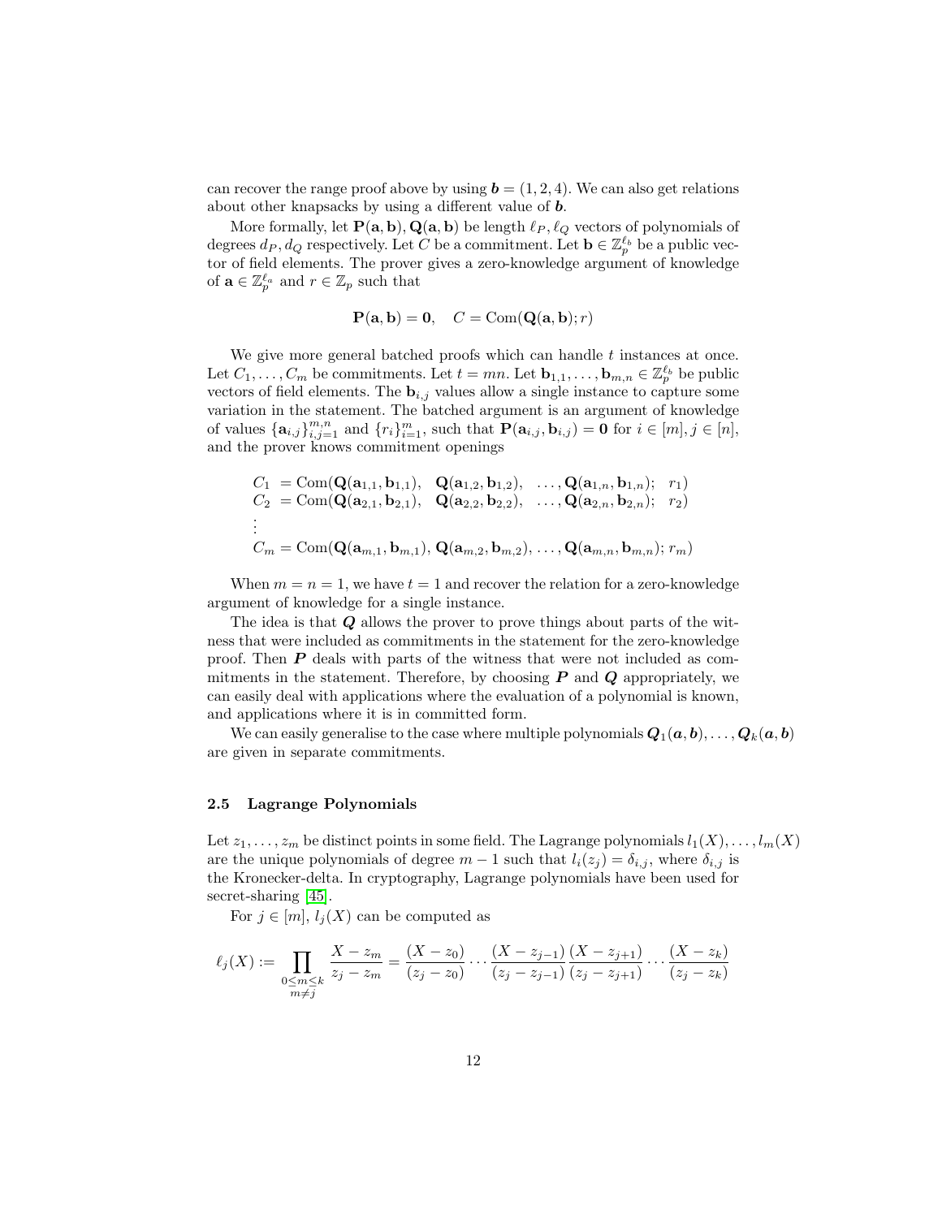can recover the range proof above by using $\boldsymbol{b} = (1, 2, 4)$. We can also get relations about other knapsacks by using a different value of $\boldsymbol{b}$.

More formally, let $\mathbf{P}(\mathbf{a}, \mathbf{b}), \mathbf{Q}(\mathbf{a}, \mathbf{b})$ be length $\ell_P, \ell_Q$ vectors of polynomials of degrees $d_P, d_Q$ respectively. Let $C$ be a commitment. Let $\mathbf{b} \in \mathbb{Z}_p^{\ell_b}$ be a public vector of field elements. The prover gives a zero-knowledge argument of knowledge of $\mathbf{a} \in \mathbb{Z}_p^{\ell_a}$ and $r \in \mathbb{Z}_p$ such that

$$\mathbf{P}(\mathbf{a}, \mathbf{b}) = \mathbf{0}, \quad C = \mathrm{Com}(\mathbf{Q}(\mathbf{a}, \mathbf{b}); r)$$

We give more general batched proofs which can handle $t$ instances at once. Let $C_1, \ldots, C_m$ be commitments. Let $t = mn$. Let $\mathbf{b}_{1,1}, \ldots, \mathbf{b}_{m,n} \in \mathbb{Z}_p^{\ell_b}$ be public vectors of field elements. The $\mathbf{b}_{i,j}$ values allow a single instance to capture some variation in the statement. The batched argument is an argument of knowledge of values $\{\mathbf{a}_{i,j}\}_{i,j=1}^{m,n}$ and $\{r_i\}_{i=1}^{m}$, such that $\mathbf{P}(\mathbf{a}_{i,j}, \mathbf{b}_{i,j}) = \mathbf{0}$ for $i \in [m], j \in [n]$, and the prover knows commitment openings

$$\begin{aligned}
C_1 &= \mathrm{Com}(\mathbf{Q}(\mathbf{a}_{1,1}, \mathbf{b}_{1,1}), \quad \mathbf{Q}(\mathbf{a}_{1,2}, \mathbf{b}_{1,2}), \quad \ldots, \mathbf{Q}(\mathbf{a}_{1,n}, \mathbf{b}_{1,n}); \quad r_1) \\
C_2 &= \mathrm{Com}(\mathbf{Q}(\mathbf{a}_{2,1}, \mathbf{b}_{2,1}), \quad \mathbf{Q}(\mathbf{a}_{2,2}, \mathbf{b}_{2,2}), \quad \ldots, \mathbf{Q}(\mathbf{a}_{2,n}, \mathbf{b}_{2,n}); \quad r_2) \\
&\vdots \\
C_m &= \mathrm{Com}(\mathbf{Q}(\mathbf{a}_{m,1}, \mathbf{b}_{m,1}), \mathbf{Q}(\mathbf{a}_{m,2}, \mathbf{b}_{m,2}), \ldots, \mathbf{Q}(\mathbf{a}_{m,n}, \mathbf{b}_{m,n}); r_m)
\end{aligned}$$

When $m = n = 1$, we have $t = 1$ and recover the relation for a zero-knowledge argument of knowledge for a single instance.

The idea is that $\boldsymbol{Q}$ allows the prover to prove things about parts of the witness that were included as commitments in the statement for the zero-knowledge proof. Then $\boldsymbol{P}$ deals with parts of the witness that were not included as commitments in the statement. Therefore, by choosing $\boldsymbol{P}$ and $\boldsymbol{Q}$ appropriately, we can easily deal with applications where the evaluation of a polynomial is known, and applications where it is in committed form.

We can easily generalise to the case where multiple polynomials $\boldsymbol{Q}_1(\boldsymbol{a}, \boldsymbol{b}), \ldots, \boldsymbol{Q}_k(\boldsymbol{a}, \boldsymbol{b})$ are given in separate commitments.

### 2.5 Lagrange Polynomials

Let $z_1, \ldots, z_m$ be distinct points in some field. The Lagrange polynomials $l_1(X), \ldots, l_m(X)$ are the unique polynomials of degree $m-1$ such that $l_i(z_j) = \delta_{i,j}$, where $\delta_{i,j}$ is the Kronecker-delta. In cryptography, Lagrange polynomials have been used for secret-sharing [45].

For $j \in [m]$, $l_j(X)$ can be computed as

$$\ell_j(X) := \prod_{\substack{0 \le m \le k \\ m \ne j}} \frac{X - z_m}{z_j - z_m} = \frac{(X - z_0)}{(z_j - z_0)} \cdots \frac{(X - z_{j-1})}{(z_j - z_{j-1})} \frac{(X - z_{j+1})}{(z_j - z_{j+1})} \cdots \frac{(X - z_k)}{(z_j - z_k)}$$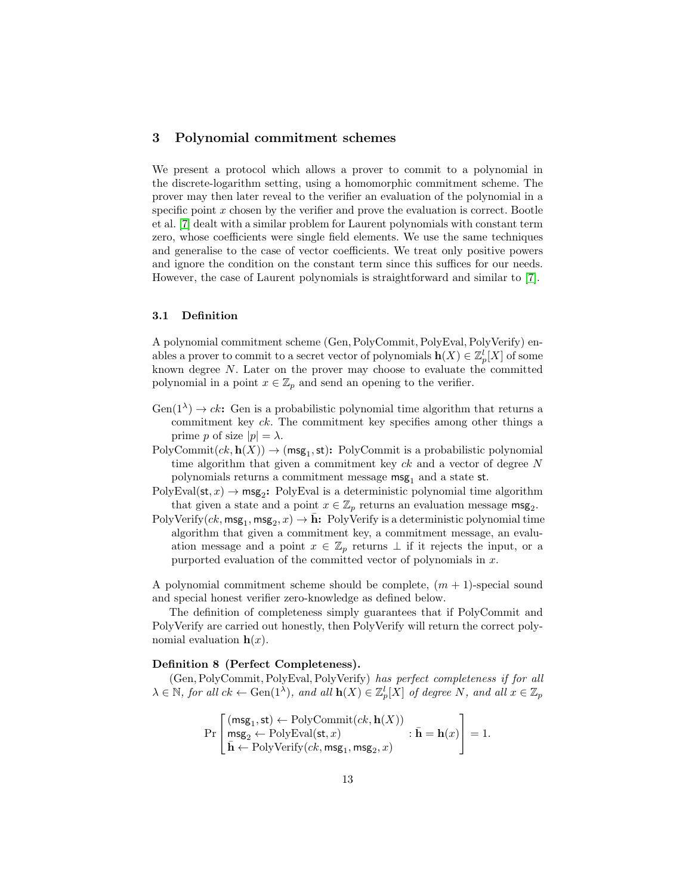## 3 Polynomial commitment schemes

We present a protocol which allows a prover to commit to a polynomial in the discrete-logarithm setting, using a homomorphic commitment scheme. The prover may then later reveal to the verifier an evaluation of the polynomial in a specific point $x$ chosen by the verifier and prove the evaluation is correct. Bootle et al. [7] dealt with a similar problem for Laurent polynomials with constant term zero, whose coefficients were single field elements. We use the same techniques and generalise to the case of vector coefficients. We treat only positive powers and ignore the condition on the constant term since this suffices for our needs. However, the case of Laurent polynomials is straightforward and similar to [7].

### 3.1 Definition

A polynomial commitment scheme (Gen, PolyCommit, PolyEval, PolyVerify) enables a prover to commit to a secret vector of polynomials $\mathbf{h}(X) \in \mathbb{Z}_p^l[X]$ of some known degree $N$. Later on the prover may choose to evaluate the committed polynomial in a point $x \in \mathbb{Z}_p$ and send an opening to the verifier.

- $\text{Gen}(1^\lambda) \rightarrow ck$**:** Gen is a probabilistic polynomial time algorithm that returns a commitment key $ck$. The commitment key specifies among other things a prime $p$ of size $|p| = \lambda$.
- $\text{PolyCommit}(ck, \mathbf{h}(X)) \rightarrow (\mathsf{msg}_1, \mathsf{st})$**:** PolyCommit is a probabilistic polynomial time algorithm that given a commitment key $ck$ and a vector of degree $N$ polynomials returns a commitment message $\mathsf{msg}_1$ and a state $\mathsf{st}$.
- $\text{PolyEval}(\mathsf{st}, x) \rightarrow \mathsf{msg}_2$**:** PolyEval is a deterministic polynomial time algorithm that given a state and a point $x \in \mathbb{Z}_p$ returns an evaluation message $\mathsf{msg}_2$.
- $\text{PolyVerify}(ck, \mathsf{msg}_1, \mathsf{msg}_2, x) \rightarrow \bar{\mathbf{h}}$**:** PolyVerify is a deterministic polynomial time algorithm that given a commitment key, a commitment message, an evaluation message and a point $x \in \mathbb{Z}_p$ returns $\perp$ if it rejects the input, or a purported evaluation of the committed vector of polynomials in $x$.

A polynomial commitment scheme should be complete, $(m+1)$-special sound and special honest verifier zero-knowledge as defined below.

The definition of completeness simply guarantees that if PolyCommit and PolyVerify are carried out honestly, then PolyVerify will return the correct polynomial evaluation $\mathbf{h}(x)$.

**Definition 8 (Perfect Completeness).**
(Gen, PolyCommit, PolyEval, PolyVerify) *has perfect completeness if for all* $\lambda \in \mathbb{N}$*, for all* $ck \leftarrow \text{Gen}(1^\lambda)$*, and all* $\mathbf{h}(X) \in \mathbb{Z}_p^l[X]$ *of degree* $N$*, and all* $x \in \mathbb{Z}_p$

$$\Pr\left[\begin{array}{l}(\mathsf{msg}_1, \mathsf{st}) \leftarrow \text{PolyCommit}(ck, \mathbf{h}(X)) \\ \mathsf{msg}_2 \leftarrow \text{PolyEval}(\mathsf{st}, x) \\ \bar{\mathbf{h}} \leftarrow \text{PolyVerify}(ck, \mathsf{msg}_1, \mathsf{msg}_2, x)\end{array} : \bar{\mathbf{h}} = \mathbf{h}(x)\right] = 1.$$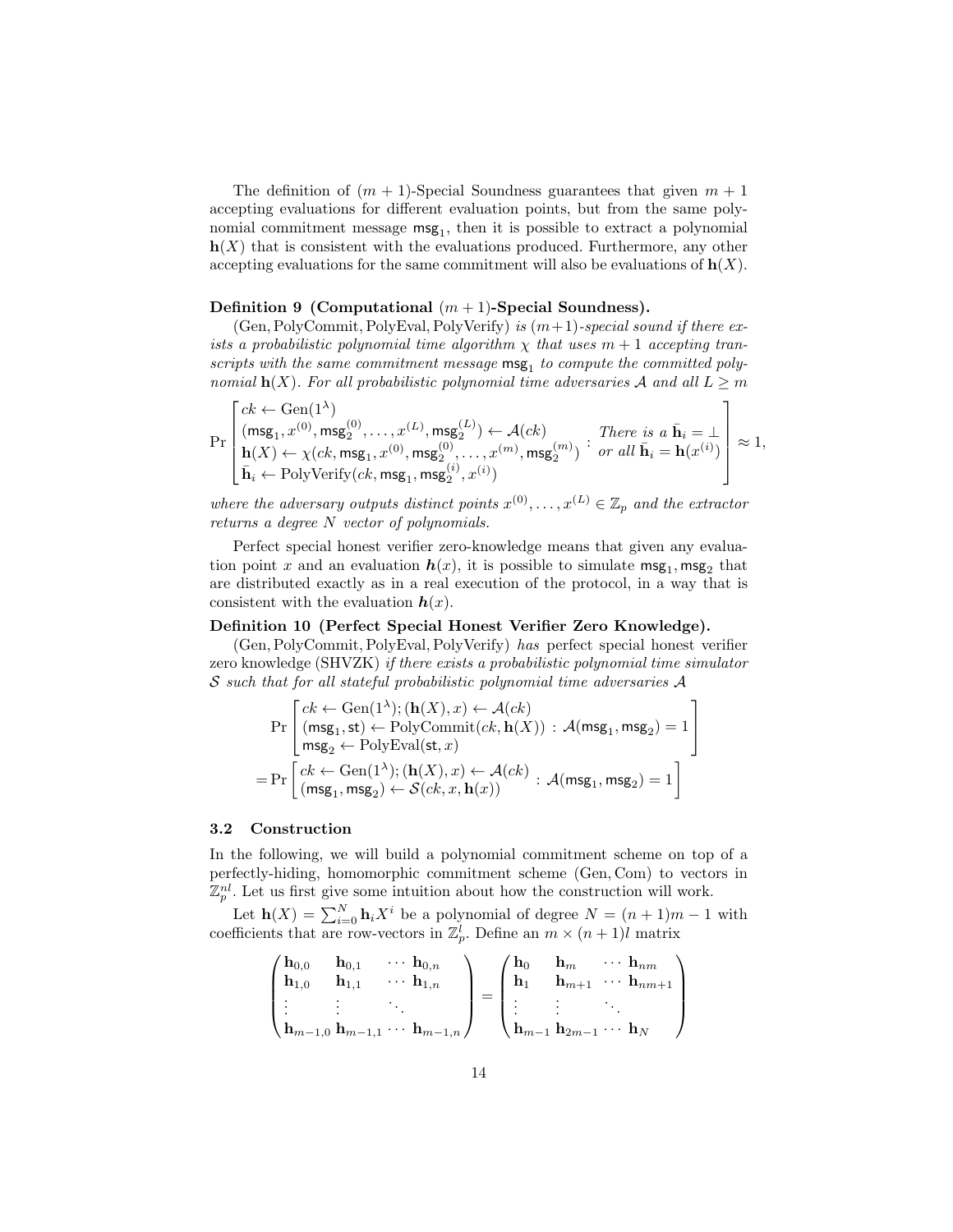The definition of $(m+1)$-Special Soundness guarantees that given $m+1$ accepting evaluations for different evaluation points, but from the same polynomial commitment message $\mathsf{msg}_1$, then it is possible to extract a polynomial $\mathbf{h}(X)$ that is consistent with the evaluations produced. Furthermore, any other accepting evaluations for the same commitment will also be evaluations of $\mathbf{h}(X)$.

**Definition 9 (Computational $(m+1)$-Special Soundness).**

(Gen, PolyCommit, PolyEval, PolyVerify) *is* $(m+1)$*-special sound if there exists a probabilistic polynomial time algorithm* $\chi$ *that uses* $m+1$ *accepting transcripts with the same commitment message* $\mathsf{msg}_1$ *to compute the committed polynomial* $\mathbf{h}(X)$*. For all probabilistic polynomial time adversaries* $\mathcal{A}$ *and all* $L \geq m$

$$\Pr\left[\begin{array}{l} ck \leftarrow \mathrm{Gen}(1^\lambda) \\ (\mathsf{msg}_1, x^{(0)}, \mathsf{msg}_2^{(0)}, \ldots, x^{(L)}, \mathsf{msg}_2^{(L)}) \leftarrow \mathcal{A}(ck) \\ \mathbf{h}(X) \leftarrow \chi(ck, \mathsf{msg}_1, x^{(0)}, \mathsf{msg}_2^{(0)}, \ldots, x^{(m)}, \mathsf{msg}_2^{(m)}) \\ \bar{\mathbf{h}}_i \leftarrow \mathrm{PolyVerify}(ck, \mathsf{msg}_1, \mathsf{msg}_2^{(i)}, x^{(i)}) \end{array} : \begin{array}{l} \text{There is a } \bar{\mathbf{h}}_i = \perp \\ \text{or all } \bar{\mathbf{h}}_i = \mathbf{h}(x^{(i)}) \end{array}\right] \approx 1,$$

*where the adversary outputs distinct points* $x^{(0)}, \ldots, x^{(L)} \in \mathbb{Z}_p$ *and the extractor returns a degree* $N$ *vector of polynomials.*

Perfect special honest verifier zero-knowledge means that given any evaluation point $x$ and an evaluation $\boldsymbol{h}(x)$, it is possible to simulate $\mathsf{msg}_1, \mathsf{msg}_2$ that are distributed exactly as in a real execution of the protocol, in a way that is consistent with the evaluation $\boldsymbol{h}(x)$.

**Definition 10 (Perfect Special Honest Verifier Zero Knowledge).**

(Gen, PolyCommit, PolyEval, PolyVerify) *has* perfect special honest verifier zero knowledge (SHVZK) *if there exists a probabilistic polynomial time simulator* $\mathcal{S}$ *such that for all stateful probabilistic polynomial time adversaries* $\mathcal{A}$

$$\begin{aligned} &\Pr\left[\begin{array}{l} ck \leftarrow \mathrm{Gen}(1^\lambda); (\mathbf{h}(X), x) \leftarrow \mathcal{A}(ck) \\ (\mathsf{msg}_1, \mathsf{st}) \leftarrow \mathrm{PolyCommit}(ck, \mathbf{h}(X)) \\ \mathsf{msg}_2 \leftarrow \mathrm{PolyEval}(\mathsf{st}, x) \end{array} : \mathcal{A}(\mathsf{msg}_1, \mathsf{msg}_2) = 1\right] \\ =&\Pr\left[\begin{array}{l} ck \leftarrow \mathrm{Gen}(1^\lambda); (\mathbf{h}(X), x) \leftarrow \mathcal{A}(ck) \\ (\mathsf{msg}_1, \mathsf{msg}_2) \leftarrow \mathcal{S}(ck, x, \mathbf{h}(x)) \end{array} : \mathcal{A}(\mathsf{msg}_1, \mathsf{msg}_2) = 1\right] \end{aligned}$$

### 3.2 Construction

In the following, we will build a polynomial commitment scheme on top of a perfectly-hiding, homomorphic commitment scheme (Gen, Com) to vectors in $\mathbb{Z}_p^{nl}$. Let us first give some intuition about how the construction will work.

Let $\mathbf{h}(X) = \sum_{i=0}^{N} \mathbf{h}_i X^i$ be a polynomial of degree $N = (n+1)m - 1$ with coefficients that are row-vectors in $\mathbb{Z}_p^l$. Define an $m \times (n+1)l$ matrix

$$\begin{pmatrix} \mathbf{h}_{0,0} & \mathbf{h}_{0,1} & \cdots & \mathbf{h}_{0,n} \\ \mathbf{h}_{1,0} & \mathbf{h}_{1,1} & \cdots & \mathbf{h}_{1,n} \\ \vdots & \vdots & \ddots & \\ \mathbf{h}_{m-1,0} & \mathbf{h}_{m-1,1} & \cdots & \mathbf{h}_{m-1,n} \end{pmatrix} = \begin{pmatrix} \mathbf{h}_0 & \mathbf{h}_m & \cdots & \mathbf{h}_{nm} \\ \mathbf{h}_1 & \mathbf{h}_{m+1} & \cdots & \mathbf{h}_{nm+1} \\ \vdots & \vdots & \ddots & \\ \mathbf{h}_{m-1} & \mathbf{h}_{2m-1} & \cdots & \mathbf{h}_N \end{pmatrix}$$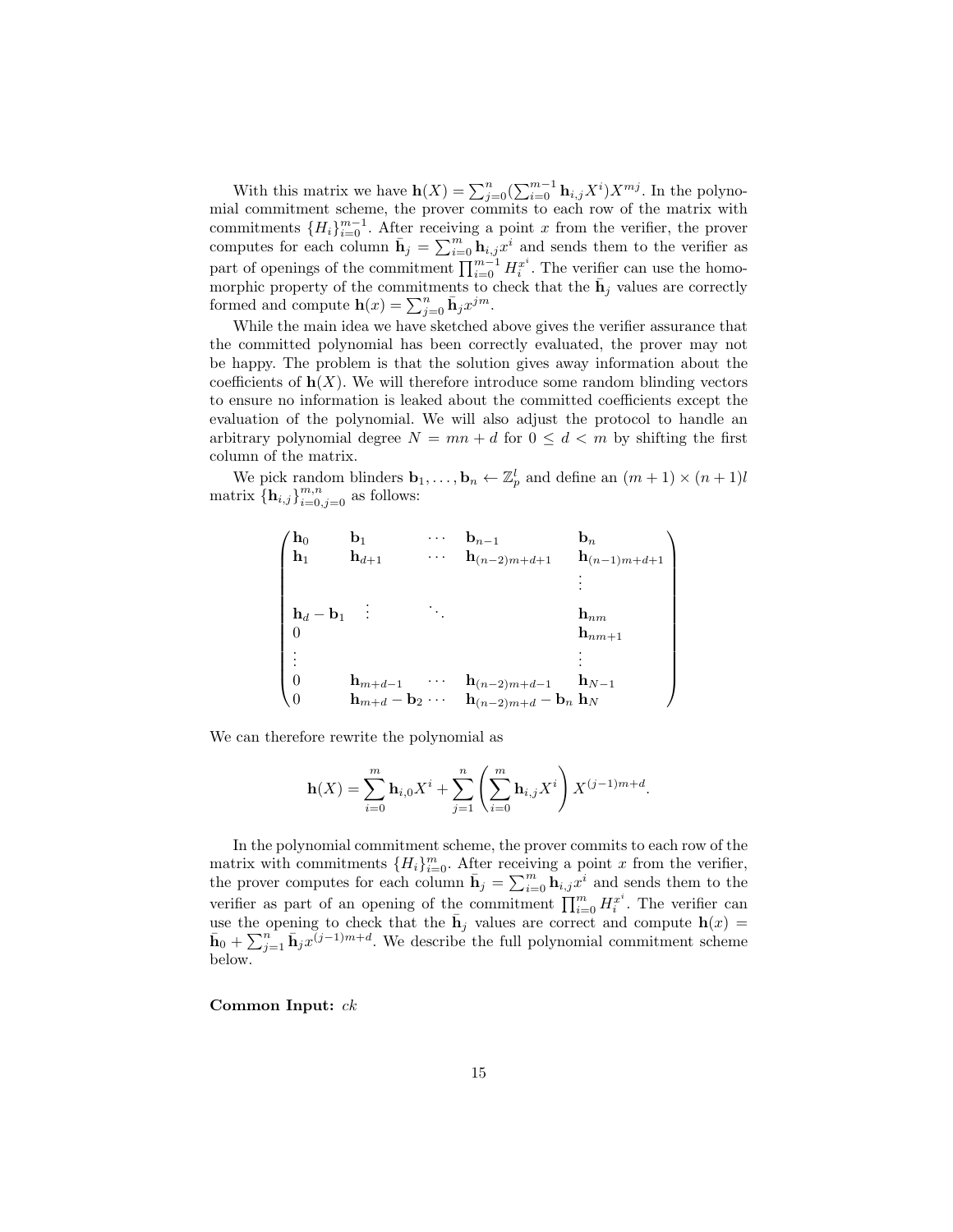With this matrix we have $\mathbf{h}(X) = \sum_{j=0}^{n}(\sum_{i=0}^{m-1} \mathbf{h}_{i,j} X^i) X^{mj}$. In the polynomial commitment scheme, the prover commits to each row of the matrix with commitments $\{H_i\}_{i=0}^{m-1}$. After receiving a point $x$ from the verifier, the prover computes for each column $\bar{\mathbf{h}}_j = \sum_{i=0}^{m} \mathbf{h}_{i,j} x^i$ and sends them to the verifier as part of openings of the commitment $\prod_{i=0}^{m-1} H_i^{x^i}$. The verifier can use the homomorphic property of the commitments to check that the $\bar{\mathbf{h}}_j$ values are correctly formed and compute $\mathbf{h}(x) = \sum_{j=0}^{n} \bar{\mathbf{h}}_j x^{jm}$.

While the main idea we have sketched above gives the verifier assurance that the committed polynomial has been correctly evaluated, the prover may not be happy. The problem is that the solution gives away information about the coefficients of $\mathbf{h}(X)$. We will therefore introduce some random blinding vectors to ensure no information is leaked about the committed coefficients except the evaluation of the polynomial. We will also adjust the protocol to handle an arbitrary polynomial degree $N = mn + d$ for $0 \leq d < m$ by shifting the first column of the matrix.

We pick random blinders $\mathbf{b}_1, \ldots, \mathbf{b}_n \leftarrow \mathbb{Z}_p^l$ and define an $(m+1) \times (n+1)l$ matrix $\{\mathbf{h}_{i,j}\}_{i=0,j=0}^{m,n}$ as follows:

$$
\begin{pmatrix}
\mathbf{h}_0 & \mathbf{b}_1 & \cdots & \mathbf{b}_{n-1} & \mathbf{b}_n \\
\mathbf{h}_1 & \mathbf{h}_{d+1} & \cdots & \mathbf{h}_{(n-2)m+d+1} & \mathbf{h}_{(n-1)m+d+1} \\
 & & & & \vdots \\
\mathbf{h}_d - \mathbf{b}_1 & \vdots & \ddots & & \mathbf{h}_{nm} \\
0 & & & & \mathbf{h}_{nm+1} \\
\vdots & & & & \vdots \\
0 & \mathbf{h}_{m+d-1} & \cdots & \mathbf{h}_{(n-2)m+d-1} & \mathbf{h}_{N-1} \\
0 & \mathbf{h}_{m+d} - \mathbf{b}_2 & \cdots & \mathbf{h}_{(n-2)m+d} - \mathbf{b}_n & \mathbf{h}_N
\end{pmatrix}
$$

We can therefore rewrite the polynomial as

$$
\mathbf{h}(X) = \sum_{i=0}^{m} \mathbf{h}_{i,0} X^i + \sum_{j=1}^{n} \left( \sum_{i=0}^{m} \mathbf{h}_{i,j} X^i \right) X^{(j-1)m+d}.
$$

In the polynomial commitment scheme, the prover commits to each row of the matrix with commitments $\{H_i\}_{i=0}^{m}$. After receiving a point $x$ from the verifier, the prover computes for each column $\bar{\mathbf{h}}_j = \sum_{i=0}^{m} \mathbf{h}_{i,j} x^i$ and sends them to the verifier as part of an opening of the commitment $\prod_{i=0}^{m} H_i^{x^i}$. The verifier can use the opening to check that the $\bar{\mathbf{h}}_j$ values are correct and compute $\mathbf{h}(x) = \bar{\mathbf{h}}_0 + \sum_{j=1}^{n} \bar{\mathbf{h}}_j x^{(j-1)m+d}$. We describe the full polynomial commitment scheme below.

**Common Input:** $ck$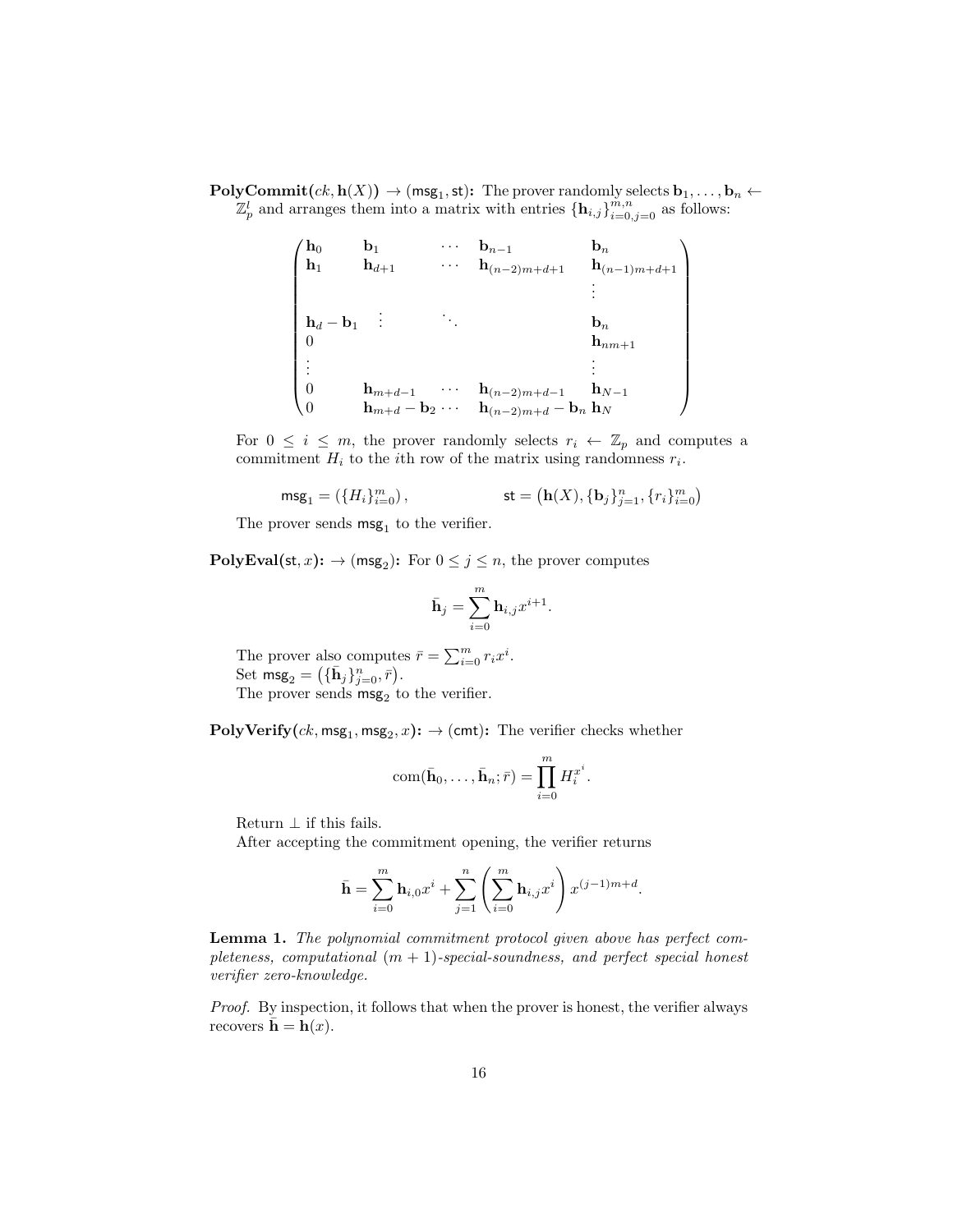**PolyCommit($ck, \mathbf{h}(X)$) $\to$ ($\mathsf{msg}_1, \mathsf{st}$):** The prover randomly selects $\mathbf{b}_1, \ldots, \mathbf{b}_n \leftarrow \mathbb{Z}_p^l$ and arranges them into a matrix with entries $\{\mathbf{h}_{i,j}\}_{i=0,j=0}^{m,n}$ as follows:

$$\begin{pmatrix}
\mathbf{h}_0 & \mathbf{b}_1 & \cdots & \mathbf{b}_{n-1} & \mathbf{b}_n \\
\mathbf{h}_1 & \mathbf{h}_{d+1} & \cdots & \mathbf{h}_{(n-2)m+d+1} & \mathbf{h}_{(n-1)m+d+1} \\
 & & & & \vdots \\
\mathbf{h}_d - \mathbf{b}_1 & \vdots & \ddots & & \mathbf{b}_n \\
0 & & & & \mathbf{h}_{nm+1} \\
\vdots & & & & \vdots \\
0 & \mathbf{h}_{m+d-1} & \cdots & \mathbf{h}_{(n-2)m+d-1} & \mathbf{h}_{N-1} \\
0 & \mathbf{h}_{m+d} - \mathbf{b}_2 & \cdots & \mathbf{h}_{(n-2)m+d} - \mathbf{b}_n & \mathbf{h}_N
\end{pmatrix}$$

For $0 \leq i \leq m$, the prover randomly selects $r_i \leftarrow \mathbb{Z}_p$ and computes a commitment $H_i$ to the $i$th row of the matrix using randomness $r_i$.

$$\mathsf{msg}_1 = \left(\{H_i\}_{i=0}^m\right), \qquad\qquad \mathsf{st} = \left(\mathbf{h}(X), \{\mathbf{b}_j\}_{j=1}^n, \{r_i\}_{i=0}^m\right)$$

The prover sends $\mathsf{msg}_1$ to the verifier.

**PolyEval($\mathsf{st}, x$): $\to$ ($\mathsf{msg}_2$):** For $0 \leq j \leq n$, the prover computes

$$\bar{\mathbf{h}}_j = \sum_{i=0}^m \mathbf{h}_{i,j} x^{i+1}.$$

The prover also computes $\bar{r} = \sum_{i=0}^m r_i x^i$.
Set $\mathsf{msg}_2 = \left(\{\bar{\mathbf{h}}_j\}_{j=0}^n, \bar{r}\right)$.
The prover sends $\mathsf{msg}_2$ to the verifier.

**PolyVerify($ck, \mathsf{msg}_1, \mathsf{msg}_2, x$): $\to$ ($\mathsf{cmt}$):** The verifier checks whether

$$\mathrm{com}(\bar{\mathbf{h}}_0, \ldots, \bar{\mathbf{h}}_n; \bar{r}) = \prod_{i=0}^m H_i^{x^i}.$$

Return $\perp$ if this fails.
After accepting the commitment opening, the verifier returns

$$\bar{\mathbf{h}} = \sum_{i=0}^m \mathbf{h}_{i,0} x^i + \sum_{j=1}^n \left(\sum_{i=0}^m \mathbf{h}_{i,j} x^i\right) x^{(j-1)m+d}.$$

**Lemma 1.** *The polynomial commitment protocol given above has perfect completeness, computational $(m+1)$-special-soundness, and perfect special honest verifier zero-knowledge.*

*Proof.* By inspection, it follows that when the prover is honest, the verifier always recovers $\bar{\mathbf{h}} = \mathbf{h}(x)$.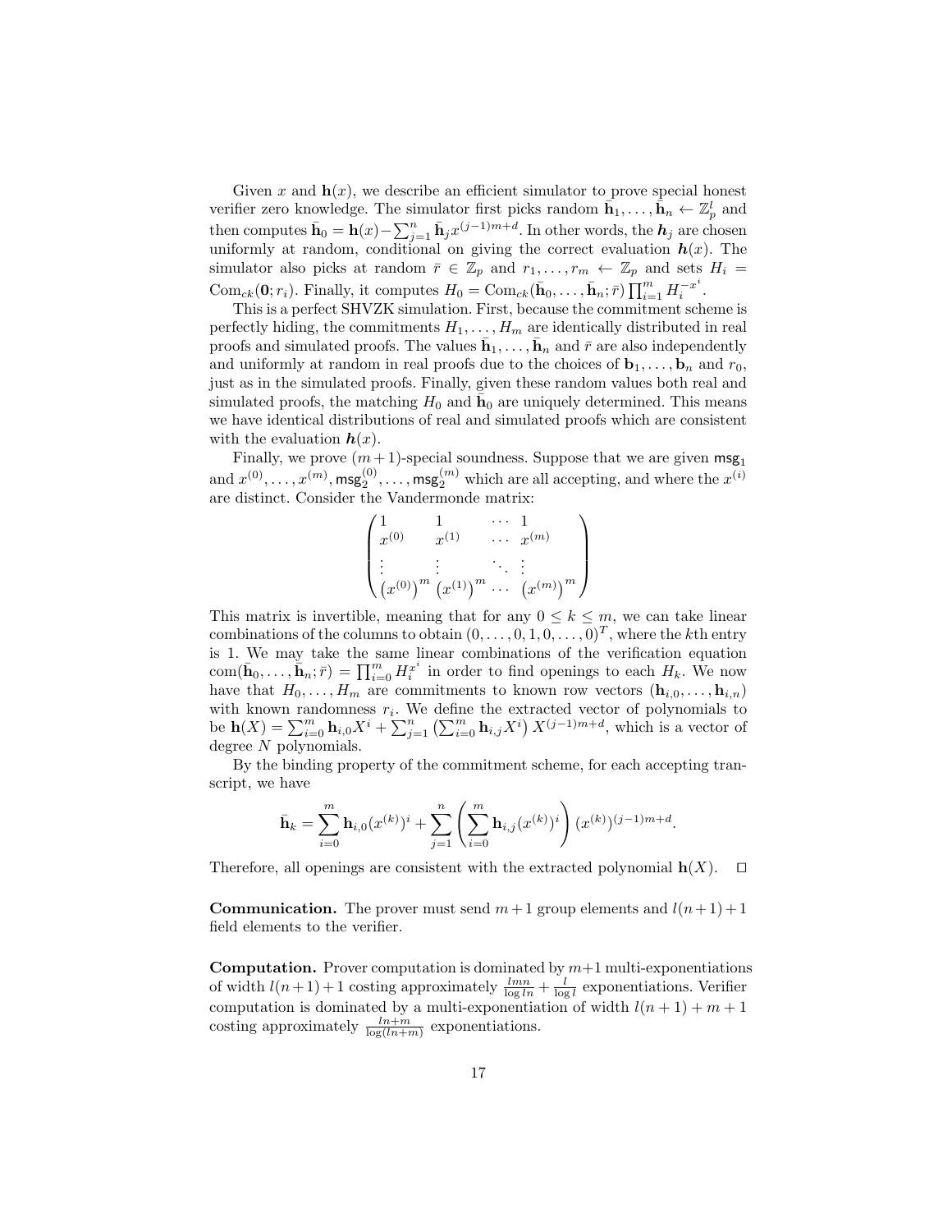Given $x$ and $\mathbf{h}(x)$, we describe an efficient simulator to prove special honest verifier zero knowledge. The simulator first picks random $\bar{\mathbf{h}}_1, \ldots, \bar{\mathbf{h}}_n \leftarrow \mathbb{Z}_p^l$ and then computes $\bar{\mathbf{h}}_0 = \mathbf{h}(x) - \sum_{j=1}^n \bar{\mathbf{h}}_j x^{(j-1)m+d}$. In other words, the $\boldsymbol{h}_j$ are chosen uniformly at random, conditional on giving the correct evaluation $\boldsymbol{h}(x)$. The simulator also picks at random $\bar{r} \in \mathbb{Z}_p$ and $r_1, \ldots, r_m \leftarrow \mathbb{Z}_p$ and sets $H_i = \mathrm{Com}_{ck}(\mathbf{0}; r_i)$. Finally, it computes $H_0 = \mathrm{Com}_{ck}(\bar{\mathbf{h}}_0, \ldots, \bar{\mathbf{h}}_n; \bar{r}) \prod_{i=1}^m H_i^{-x^i}$.

This is a perfect SHVZK simulation. First, because the commitment scheme is perfectly hiding, the commitments $H_1, \ldots, H_m$ are identically distributed in real proofs and simulated proofs. The values $\bar{\mathbf{h}}_1, \ldots, \bar{\mathbf{h}}_n$ and $\bar{r}$ are also independently and uniformly at random in real proofs due to the choices of $\mathbf{b}_1, \ldots, \mathbf{b}_n$ and $r_0$, just as in the simulated proofs. Finally, given these random values both real and simulated proofs, the matching $H_0$ and $\bar{\mathbf{h}}_0$ are uniquely determined. This means we have identical distributions of real and simulated proofs which are consistent with the evaluation $\boldsymbol{h}(x)$.

Finally, we prove $(m+1)$-special soundness. Suppose that we are given $\mathsf{msg}_1$ and $x^{(0)}, \ldots, x^{(m)}, \mathsf{msg}_2^{(0)}, \ldots, \mathsf{msg}_2^{(m)}$ which are all accepting, and where the $x^{(i)}$ are distinct. Consider the Vandermonde matrix:

$$\begin{pmatrix} 1 & 1 & \cdots & 1 \\ x^{(0)} & x^{(1)} & \cdots & x^{(m)} \\ \vdots & \vdots & \ddots & \vdots \\ \left(x^{(0)}\right)^m & \left(x^{(1)}\right)^m & \cdots & \left(x^{(m)}\right)^m \end{pmatrix}$$

This matrix is invertible, meaning that for any $0 \leq k \leq m$, we can take linear combinations of the columns to obtain $(0, \ldots, 0, 1, 0, \ldots, 0)^T$, where the $k$th entry is 1. We may take the same linear combinations of the verification equation $\mathrm{com}(\bar{\mathbf{h}}_0, \ldots, \bar{\mathbf{h}}_n; \bar{r}) = \prod_{i=0}^m H_i^{x^i}$ in order to find openings to each $H_k$. We now have that $H_0, \ldots, H_m$ are commitments to known row vectors $(\mathbf{h}_{i,0}, \ldots, \mathbf{h}_{i,n})$ with known randomness $r_i$. We define the extracted vector of polynomials to be $\mathbf{h}(X) = \sum_{i=0}^m \mathbf{h}_{i,0} X^i + \sum_{j=1}^n \left(\sum_{i=0}^m \mathbf{h}_{i,j} X^i\right) X^{(j-1)m+d}$, which is a vector of degree $N$ polynomials.

By the binding property of the commitment scheme, for each accepting transcript, we have

$$\bar{\mathbf{h}}_k = \sum_{i=0}^m \mathbf{h}_{i,0}(x^{(k)})^i + \sum_{j=1}^n \left(\sum_{i=0}^m \mathbf{h}_{i,j}(x^{(k)})^i\right)(x^{(k)})^{(j-1)m+d}.$$

Therefore, all openings are consistent with the extracted polynomial $\mathbf{h}(X)$. $\square$

**Communication.** The prover must send $m+1$ group elements and $l(n+1)+1$ field elements to the verifier.

**Computation.** Prover computation is dominated by $m+1$ multi-exponentiations of width $l(n+1)+1$ costing approximately $\frac{lmn}{\log ln} + \frac{l}{\log l}$ exponentiations. Verifier computation is dominated by a multi-exponentiation of width $l(n+1)+m+1$ costing approximately $\frac{ln+m}{\log(ln+m)}$ exponentiations.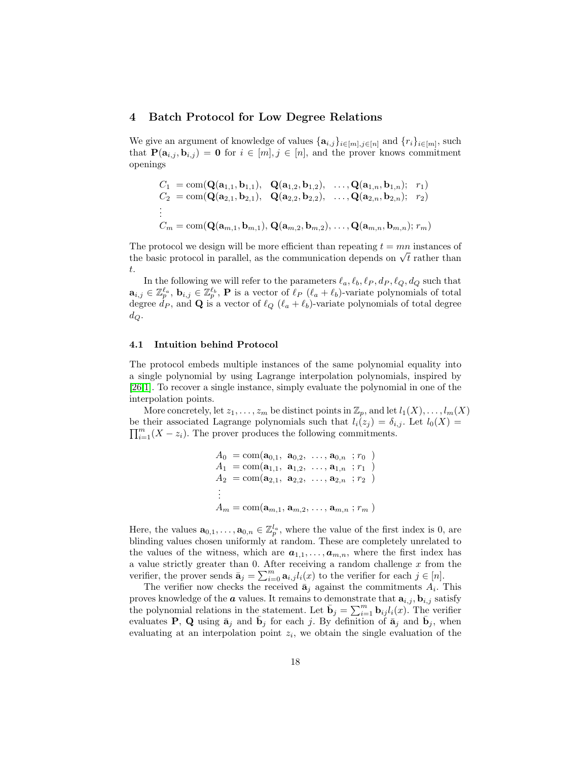## 4 Batch Protocol for Low Degree Relations

We give an argument of knowledge of values $\{\mathbf{a}_{i,j}\}_{i\in[m],j\in[n]}$ and $\{r_i\}_{i\in[m]}$, such that $\mathbf{P}(\mathbf{a}_{i,j}, \mathbf{b}_{i,j}) = \mathbf{0}$ for $i \in [m], j \in [n]$, and the prover knows commitment openings

$$
\begin{aligned}
C_1 &= \text{com}(\mathbf{Q}(\mathbf{a}_{1,1}, \mathbf{b}_{1,1}), \;\; \mathbf{Q}(\mathbf{a}_{1,2}, \mathbf{b}_{1,2}), \;\; \ldots, \mathbf{Q}(\mathbf{a}_{1,n}, \mathbf{b}_{1,n}); \;\; r_1) \\
C_2 &= \text{com}(\mathbf{Q}(\mathbf{a}_{2,1}, \mathbf{b}_{2,1}), \;\; \mathbf{Q}(\mathbf{a}_{2,2}, \mathbf{b}_{2,2}), \;\; \ldots, \mathbf{Q}(\mathbf{a}_{2,n}, \mathbf{b}_{2,n}); \;\; r_2) \\
&\vdots \\
C_m &= \text{com}(\mathbf{Q}(\mathbf{a}_{m,1}, \mathbf{b}_{m,1}), \mathbf{Q}(\mathbf{a}_{m,2}, \mathbf{b}_{m,2}), \ldots, \mathbf{Q}(\mathbf{a}_{m,n}, \mathbf{b}_{m,n}); r_m)
\end{aligned}
$$

The protocol we design will be more efficient than repeating $t = mn$ instances of the basic protocol in parallel, as the communication depends on $\sqrt{t}$ rather than $t$.

In the following we will refer to the parameters $\ell_a, \ell_b, \ell_P, d_P, \ell_Q, d_Q$ such that $\mathbf{a}_{i,j} \in \mathbb{Z}_p^{\ell_a}$, $\mathbf{b}_{i,j} \in \mathbb{Z}_p^{\ell_b}$, $\mathbf{P}$ is a vector of $\ell_P$ $(\ell_a + \ell_b)$-variate polynomials of total degree $d_P$, and $\mathbf{Q}$ is a vector of $\ell_Q$ $(\ell_a + \ell_b)$-variate polynomials of total degree $d_Q$.

### 4.1 Intuition behind Protocol

The protocol embeds multiple instances of the same polynomial equality into a single polynomial by using Lagrange interpolation polynomials, inspired by [26,1]. To recover a single instance, simply evaluate the polynomial in one of the interpolation points.

More concretely, let $z_1, \ldots, z_m$ be distinct points in $\mathbb{Z}_p$, and let $l_1(X), \ldots, l_m(X)$ be their associated Lagrange polynomials such that $l_i(z_j) = \delta_{i,j}$. Let $l_0(X) = \prod_{i=1}^{m}(X - z_i)$. The prover produces the following commitments.

$$
\begin{aligned}
A_0 &= \text{com}(\mathbf{a}_{0,1}, \;\; \mathbf{a}_{0,2}, \;\; \ldots, \mathbf{a}_{0,n} \;\; ; r_0 \;\; ) \\
A_1 &= \text{com}(\mathbf{a}_{1,1}, \;\; \mathbf{a}_{1,2}, \;\; \ldots, \mathbf{a}_{1,n} \;\; ; r_1 \;\; ) \\
A_2 &= \text{com}(\mathbf{a}_{2,1}, \;\; \mathbf{a}_{2,2}, \;\; \ldots, \mathbf{a}_{2,n} \;\; ; r_2 \;\; ) \\
&\vdots \\
A_m &= \text{com}(\mathbf{a}_{m,1}, \mathbf{a}_{m,2}, \ldots, \mathbf{a}_{m,n} \; ; r_m \; )
\end{aligned}
$$

Here, the values $\mathbf{a}_{0,1}, \ldots, \mathbf{a}_{0,n} \in \mathbb{Z}_p^{l_a}$, where the value of the first index is 0, are blinding values chosen uniformly at random. These are completely unrelated to the values of the witness, which are $\boldsymbol{a}_{1,1}, \ldots, \boldsymbol{a}_{m,n}$, where the first index has a value strictly greater than 0. After receiving a random challenge $x$ from the verifier, the prover sends $\bar{\mathbf{a}}_j = \sum_{i=0}^{m} \mathbf{a}_{i,j} l_i(x)$ to the verifier for each $j \in [n]$.

The verifier now checks the received $\bar{\mathbf{a}}_j$ against the commitments $A_i$. This proves knowledge of the $\boldsymbol{a}$ values. It remains to demonstrate that $\mathbf{a}_{i,j}, \mathbf{b}_{i,j}$ satisfy the polynomial relations in the statement. Let $\bar{\mathbf{b}}_j = \sum_{i=1}^{m} \mathbf{b}_{ij} l_i(x)$. The verifier evaluates $\mathbf{P}$, $\mathbf{Q}$ using $\bar{\mathbf{a}}_j$ and $\bar{\mathbf{b}}_j$ for each $j$. By definition of $\bar{\mathbf{a}}_j$ and $\bar{\mathbf{b}}_j$, when evaluating at an interpolation point $z_i$, we obtain the single evaluation of the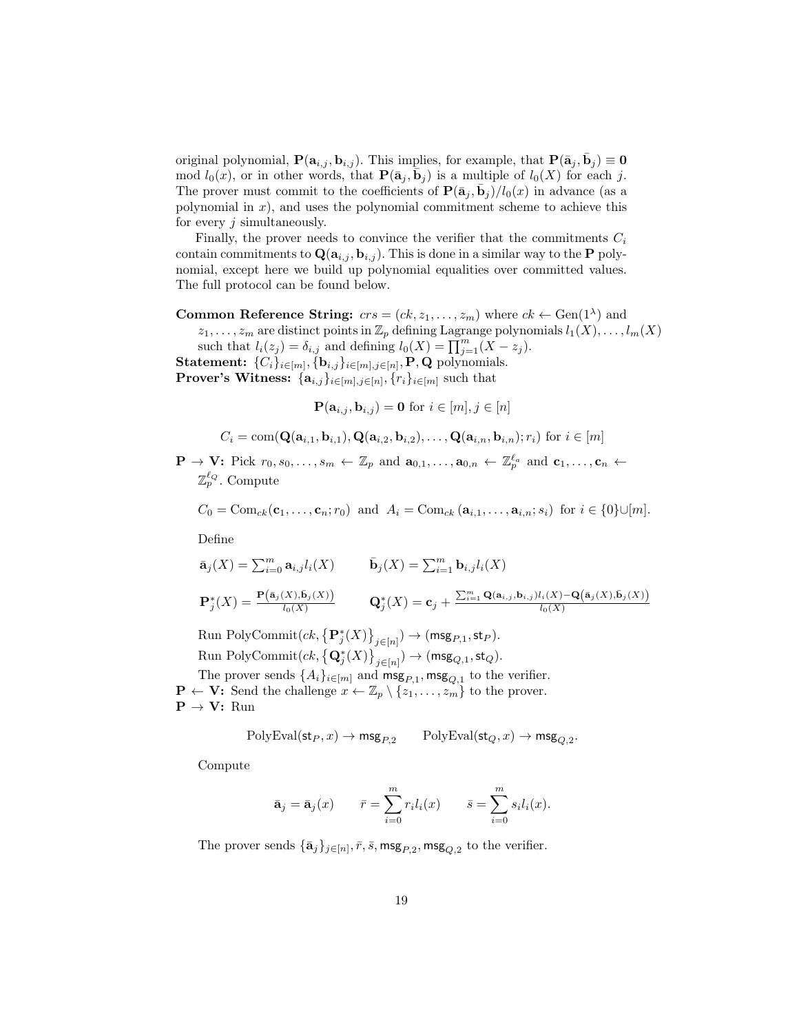original polynomial, $\mathbf{P}(\mathbf{a}_{i,j}, \mathbf{b}_{i,j})$. This implies, for example, that $\mathbf{P}(\bar{\mathbf{a}}_j, \bar{\mathbf{b}}_j) \equiv \mathbf{0} \mod l_0(x)$, or in other words, that $\mathbf{P}(\bar{\mathbf{a}}_j, \bar{\mathbf{b}}_j)$ is a multiple of $l_0(X)$ for each $j$. The prover must commit to the coefficients of $\mathbf{P}(\bar{\mathbf{a}}_j, \bar{\mathbf{b}}_j)/l_0(x)$ in advance (as a polynomial in $x$), and uses the polynomial commitment scheme to achieve this for every $j$ simultaneously.

Finally, the prover needs to convince the verifier that the commitments $C_i$ contain commitments to $\mathbf{Q}(\mathbf{a}_{i,j}, \mathbf{b}_{i,j})$. This is done in a similar way to the $\mathbf{P}$ polynomial, except here we build up polynomial equalities over committed values. The full protocol can be found below.

**Common Reference String:** $crs = (ck, z_1, \ldots, z_m)$ where $ck \leftarrow \text{Gen}(1^\lambda)$ and $z_1, \ldots, z_m$ are distinct points in $\mathbb{Z}_p$ defining Lagrange polynomials $l_1(X), \ldots, l_m(X)$ such that $l_i(z_j) = \delta_{i,j}$ and defining $l_0(X) = \prod_{j=1}^m (X - z_j)$.

**Statement:** $\{C_i\}_{i\in[m]}, \{\mathbf{b}_{i,j}\}_{i\in[m],j\in[n]}, \mathbf{P}, \mathbf{Q}$ polynomials.

**Prover's Witness:** $\{\mathbf{a}_{i,j}\}_{i\in[m],j\in[n]}, \{r_i\}_{i\in[m]}$ such that

$$\mathbf{P}(\mathbf{a}_{i,j}, \mathbf{b}_{i,j}) = \mathbf{0} \text{ for } i \in [m], j \in [n]$$

$$C_i = \text{com}(\mathbf{Q}(\mathbf{a}_{i,1}, \mathbf{b}_{i,1}), \mathbf{Q}(\mathbf{a}_{i,2}, \mathbf{b}_{i,2}), \ldots, \mathbf{Q}(\mathbf{a}_{i,n}, \mathbf{b}_{i,n}); r_i) \text{ for } i \in [m]$$

**P → V:** Pick $r_0, s_0, \ldots, s_m \leftarrow \mathbb{Z}_p$ and $\mathbf{a}_{0,1}, \ldots, \mathbf{a}_{0,n} \leftarrow \mathbb{Z}_p^{\ell_a}$ and $\mathbf{c}_1, \ldots, \mathbf{c}_n \leftarrow \mathbb{Z}_p^{\ell_Q}$. Compute

$$C_0 = \text{Com}_{ck}(\mathbf{c}_1, \ldots, \mathbf{c}_n; r_0) \text{ and } A_i = \text{Com}_{ck}(\mathbf{a}_{i,1}, \ldots, \mathbf{a}_{i,n}; s_i) \text{ for } i \in \{0\} \cup [m].$$

Define

$$\bar{\mathbf{a}}_j(X) = \sum_{i=0}^m \mathbf{a}_{i,j} l_i(X) \qquad \bar{\mathbf{b}}_j(X) = \sum_{i=1}^m \mathbf{b}_{i,j} l_i(X)$$

$$\mathbf{P}_j^*(X) = \frac{\mathbf{P}\left(\bar{\mathbf{a}}_j(X), \bar{\mathbf{b}}_j(X)\right)}{l_0(X)} \qquad \mathbf{Q}_j^*(X) = \mathbf{c}_j + \frac{\sum_{i=1}^m \mathbf{Q}(\mathbf{a}_{i,j}, \mathbf{b}_{i,j}) l_i(X) - \mathbf{Q}\left(\bar{\mathbf{a}}_j(X), \bar{\mathbf{b}}_j(X)\right)}{l_0(X)}$$

Run $\text{PolyCommit}(ck, \{\mathbf{P}_j^*(X)\}_{j\in[n]}) \to (\mathsf{msg}_{P,1}, \mathsf{st}_P)$.

Run $\text{PolyCommit}(ck, \{\mathbf{Q}_j^*(X)\}_{j\in[n]}) \to (\mathsf{msg}_{Q,1}, \mathsf{st}_Q)$.

The prover sends $\{A_i\}_{i\in[m]}$ and $\mathsf{msg}_{P,1}, \mathsf{msg}_{Q,1}$ to the verifier.

**P ← V:** Send the challenge $x \leftarrow \mathbb{Z}_p \setminus \{z_1, \ldots, z_m\}$ to the prover.

**P → V:** Run

$$\text{PolyEval}(\mathsf{st}_P, x) \to \mathsf{msg}_{P,2} \qquad \text{PolyEval}(\mathsf{st}_Q, x) \to \mathsf{msg}_{Q,2}.$$

Compute

$$\bar{\mathbf{a}}_j = \bar{\mathbf{a}}_j(x) \qquad \bar{r} = \sum_{i=0}^m r_i l_i(x) \qquad \bar{s} = \sum_{i=0}^m s_i l_i(x).$$

The prover sends $\{\bar{\mathbf{a}}_j\}_{j\in[n]}, \bar{r}, \bar{s}, \mathsf{msg}_{P,2}, \mathsf{msg}_{Q,2}$ to the verifier.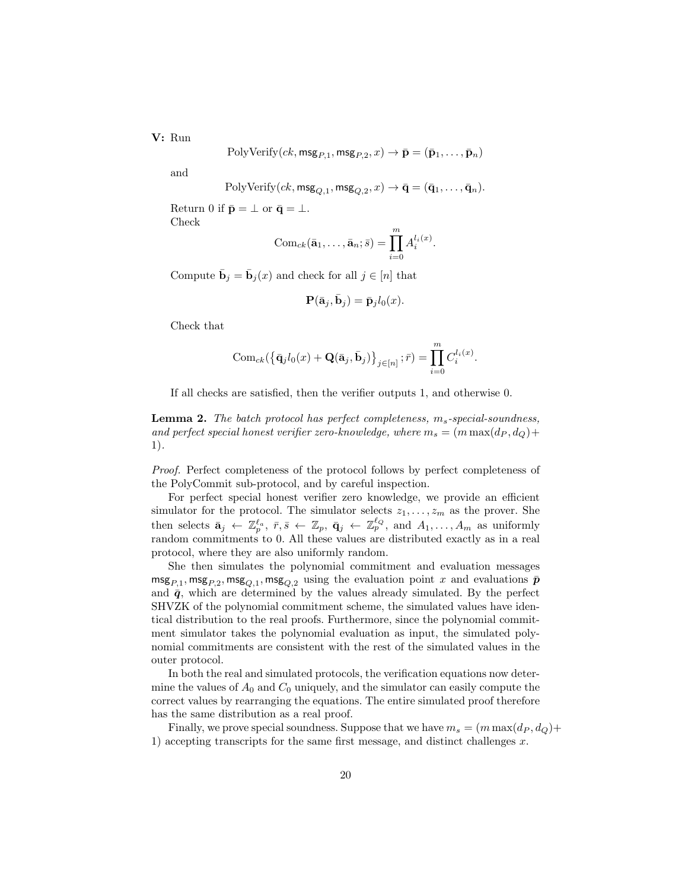**V:** Run

$$\text{PolyVerify}(ck, \mathsf{msg}_{P,1}, \mathsf{msg}_{P,2}, x) \to \bar{\mathbf{p}} = (\bar{\mathbf{p}}_1, \ldots, \bar{\mathbf{p}}_n)$$

and

$$\text{PolyVerify}(ck, \mathsf{msg}_{Q,1}, \mathsf{msg}_{Q,2}, x) \to \bar{\mathbf{q}} = (\bar{\mathbf{q}}_1, \ldots, \bar{\mathbf{q}}_n).$$

Return 0 if $\bar{\mathbf{p}} = \perp$ or $\bar{\mathbf{q}} = \perp$.
Check

$$\text{Com}_{ck}(\bar{\mathbf{a}}_1, \ldots, \bar{\mathbf{a}}_n; \bar{s}) = \prod_{i=0}^{m} A_i^{l_i(x)}.$$

Compute $\bar{\mathbf{b}}_j = \bar{\mathbf{b}}_j(x)$ and check for all $j \in [n]$ that

$$\mathbf{P}(\bar{\mathbf{a}}_j, \bar{\mathbf{b}}_j) = \bar{\mathbf{p}}_j l_0(x).$$

Check that

$$\text{Com}_{ck}(\left\{\bar{\mathbf{q}}_j l_0(x) + \mathbf{Q}(\bar{\mathbf{a}}_j, \bar{\mathbf{b}}_j)\right\}_{j\in[n]}; \bar{r}) = \prod_{i=0}^{m} C_i^{l_i(x)}.$$

If all checks are satisfied, then the verifier outputs 1, and otherwise 0.

**Lemma 2.** *The batch protocol has perfect completeness, $m_s$-special-soundness, and perfect special honest verifier zero-knowledge, where $m_s = (m \max(d_P, d_Q) + 1)$.*

*Proof.* Perfect completeness of the protocol follows by perfect completeness of the PolyCommit sub-protocol, and by careful inspection.

For perfect special honest verifier zero knowledge, we provide an efficient simulator for the protocol. The simulator selects $z_1, \ldots, z_m$ as the prover. She then selects $\bar{\mathbf{a}}_j \leftarrow \mathbb{Z}_p^{\ell_a}$, $\bar{r}, \bar{s} \leftarrow \mathbb{Z}_p$, $\bar{\mathbf{q}}_j \leftarrow \mathbb{Z}_p^{\ell_Q}$, and $A_1, \ldots, A_m$ as uniformly random commitments to 0. All these values are distributed exactly as in a real protocol, where they are also uniformly random.

She then simulates the polynomial commitment and evaluation messages $\mathsf{msg}_{P,1}, \mathsf{msg}_{P,2}, \mathsf{msg}_{Q,1}, \mathsf{msg}_{Q,2}$ using the evaluation point $x$ and evaluations $\bar{\boldsymbol{p}}$ and $\bar{\boldsymbol{q}}$, which are determined by the values already simulated. By the perfect SHVZK of the polynomial commitment scheme, the simulated values have identical distribution to the real proofs. Furthermore, since the polynomial commitment simulator takes the polynomial evaluation as input, the simulated polynomial commitments are consistent with the rest of the simulated values in the outer protocol.

In both the real and simulated protocols, the verification equations now determine the values of $A_0$ and $C_0$ uniquely, and the simulator can easily compute the correct values by rearranging the equations. The entire simulated proof therefore has the same distribution as a real proof.

Finally, we prove special soundness. Suppose that we have $m_s = (m \max(d_P, d_Q) + 1)$ accepting transcripts for the same first message, and distinct challenges $x$.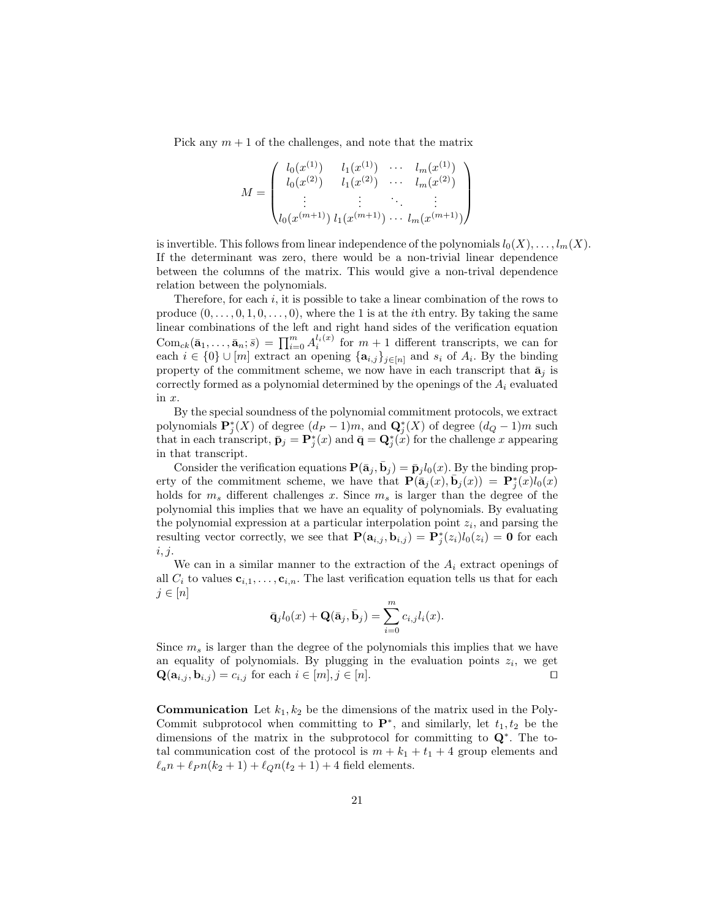Pick any $m+1$ of the challenges, and note that the matrix

$$M = \begin{pmatrix} l_0(x^{(1)}) & l_1(x^{(1)}) & \cdots & l_m(x^{(1)}) \\ l_0(x^{(2)}) & l_1(x^{(2)}) & \cdots & l_m(x^{(2)}) \\ \vdots & \vdots & \ddots & \vdots \\ l_0(x^{(m+1)}) & l_1(x^{(m+1)}) & \cdots & l_m(x^{(m+1)}) \end{pmatrix}$$

is invertible. This follows from linear independence of the polynomials $l_0(X), \ldots, l_m(X)$. If the determinant was zero, there would be a non-trivial linear dependence between the columns of the matrix. This would give a non-trival dependence relation between the polynomials.

Therefore, for each $i$, it is possible to take a linear combination of the rows to produce $(0, \ldots, 0, 1, 0, \ldots, 0)$, where the 1 is at the $i$th entry. By taking the same linear combinations of the left and right hand sides of the verification equation $\mathrm{Com}_{ck}(\bar{\mathbf{a}}_1, \ldots, \bar{\mathbf{a}}_n; \bar{s}) = \prod_{i=0}^{m} A_i^{l_i(x)}$ for $m+1$ different transcripts, we can for each $i \in \{0\} \cup [m]$ extract an opening $\{\mathbf{a}_{i,j}\}_{j \in [n]}$ and $s_i$ of $A_i$. By the binding property of the commitment scheme, we now have in each transcript that $\bar{\mathbf{a}}_j$ is correctly formed as a polynomial determined by the openings of the $A_i$ evaluated in $x$.

By the special soundness of the polynomial commitment protocols, we extract polynomials $\mathbf{P}_j^*(X)$ of degree $(d_P - 1)m$, and $\mathbf{Q}_j^*(X)$ of degree $(d_Q - 1)m$ such that in each transcript, $\bar{\mathbf{p}}_j = \mathbf{P}_j^*(x)$ and $\bar{\mathbf{q}} = \mathbf{Q}_j^*(x)$ for the challenge $x$ appearing in that transcript.

Consider the verification equations $\mathbf{P}(\bar{\mathbf{a}}_j, \bar{\mathbf{b}}_j) = \bar{\mathbf{p}}_j l_0(x)$. By the binding property of the commitment scheme, we have that $\mathbf{P}(\bar{\mathbf{a}}_j(x), \bar{\mathbf{b}}_j(x)) = \mathbf{P}_j^*(x) l_0(x)$ holds for $m_s$ different challenges $x$. Since $m_s$ is larger than the degree of the polynomial this implies that we have an equality of polynomials. By evaluating the polynomial expression at a particular interpolation point $z_i$, and parsing the resulting vector correctly, we see that $\mathbf{P}(\mathbf{a}_{i,j}, \mathbf{b}_{i,j}) = \mathbf{P}_j^*(z_i) l_0(z_i) = \mathbf{0}$ for each $i, j$.

We can in a similar manner to the extraction of the $A_i$ extract openings of all $C_i$ to values $\mathbf{c}_{i,1}, \ldots, \mathbf{c}_{i,n}$. The last verification equation tells us that for each $j \in [n]$

$$\bar{\mathbf{q}}_j l_0(x) + \mathbf{Q}(\bar{\mathbf{a}}_j, \bar{\mathbf{b}}_j) = \sum_{i=0}^{m} c_{i,j} l_i(x).$$

Since $m_s$ is larger than the degree of the polynomials this implies that we have an equality of polynomials. By plugging in the evaluation points $z_i$, we get $\mathbf{Q}(\mathbf{a}_{i,j}, \mathbf{b}_{i,j}) = c_{i,j}$ for each $i \in [m], j \in [n]$. ◻

**Communication** Let $k_1, k_2$ be the dimensions of the matrix used in the PolyCommit subprotocol when committing to $\mathbf{P}^*$, and similarly, let $t_1, t_2$ be the dimensions of the matrix in the subprotocol for committing to $\mathbf{Q}^*$. The total communication cost of the protocol is $m + k_1 + t_1 + 4$ group elements and $\ell_a n + \ell_P n(k_2 + 1) + \ell_Q n(t_2 + 1) + 4$ field elements.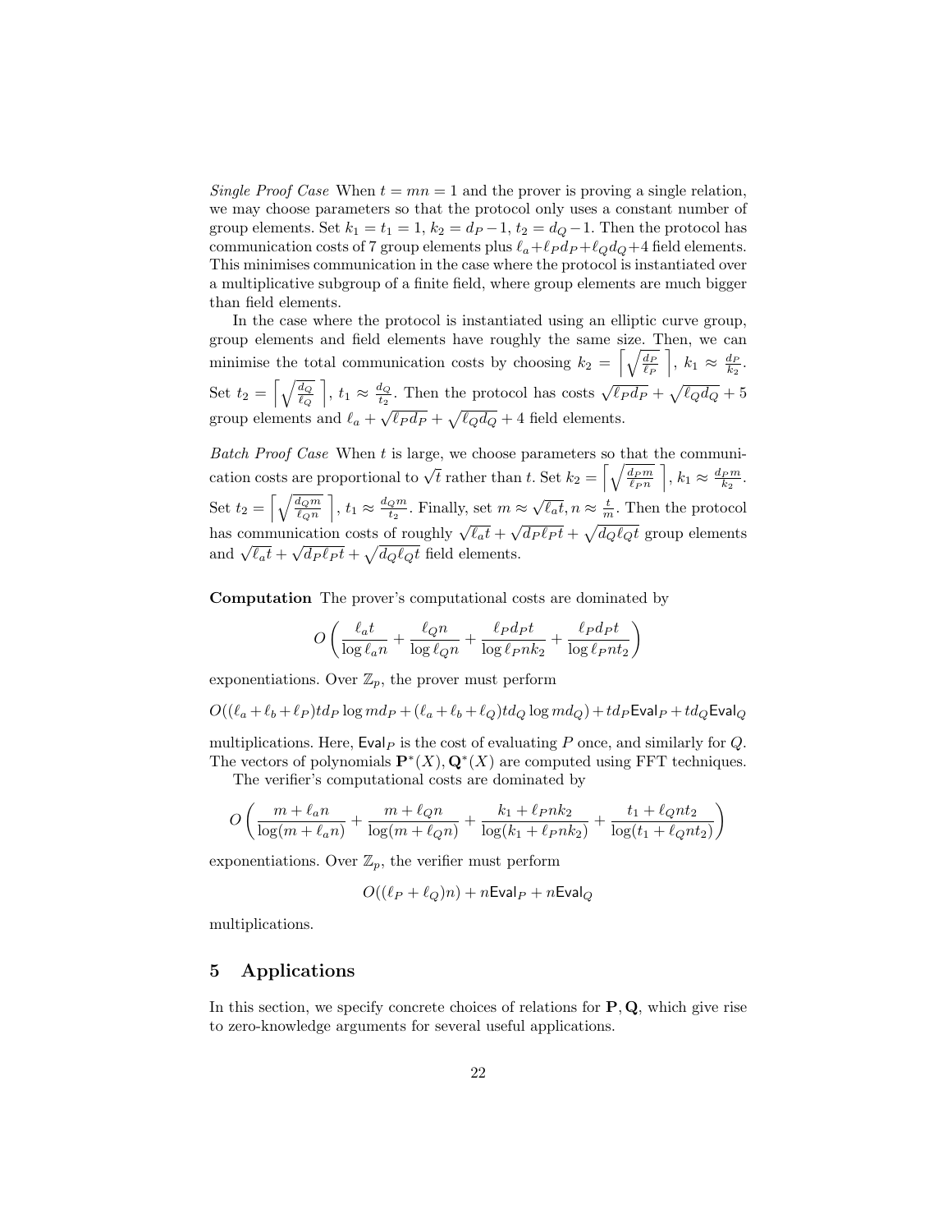*Single Proof Case* When $t = mn = 1$ and the prover is proving a single relation, we may choose parameters so that the protocol only uses a constant number of group elements. Set $k_1 = t_1 = 1$, $k_2 = d_P - 1$, $t_2 = d_Q - 1$. Then the protocol has communication costs of 7 group elements plus $\ell_a + \ell_P d_P + \ell_Q d_Q + 4$ field elements. This minimises communication in the case where the protocol is instantiated over a multiplicative subgroup of a finite field, where group elements are much bigger than field elements.

In the case where the protocol is instantiated using an elliptic curve group, group elements and field elements have roughly the same size. Then, we can minimise the total communication costs by choosing $k_2 = \left\lceil \sqrt{\frac{d_P}{\ell_P}} \right\rceil$, $k_1 \approx \frac{d_P}{k_2}$. Set $t_2 = \left\lceil \sqrt{\frac{d_Q}{\ell_Q}} \right\rceil$, $t_1 \approx \frac{d_Q}{t_2}$. Then the protocol has costs $\sqrt{\ell_P d_P} + \sqrt{\ell_Q d_Q} + 5$ group elements and $\ell_a + \sqrt{\ell_P d_P} + \sqrt{\ell_Q d_Q} + 4$ field elements.

*Batch Proof Case* When $t$ is large, we choose parameters so that the communication costs are proportional to $\sqrt{t}$ rather than $t$. Set $k_2 = \left\lceil \sqrt{\frac{d_P m}{\ell_P n}} \right\rceil$, $k_1 \approx \frac{d_P m}{k_2}$. Set $t_2 = \left\lceil \sqrt{\frac{d_Q m}{\ell_Q n}} \right\rceil$, $t_1 \approx \frac{d_Q m}{t_2}$. Finally, set $m \approx \sqrt{\ell_a t}, n \approx \frac{t}{m}$. Then the protocol has communication costs of roughly $\sqrt{\ell_a t} + \sqrt{d_P \ell_P t} + \sqrt{d_Q \ell_Q t}$ group elements and $\sqrt{\ell_a t} + \sqrt{d_P \ell_P t} + \sqrt{d_Q \ell_Q t}$ field elements.

**Computation** The prover's computational costs are dominated by

$$O\left(\frac{\ell_a t}{\log \ell_a n} + \frac{\ell_Q n}{\log \ell_Q n} + \frac{\ell_P d_P t}{\log \ell_P n k_2} + \frac{\ell_P d_P t}{\log \ell_P n t_2}\right)$$

exponentiations. Over $\mathbb{Z}_p$, the prover must perform

$$O((\ell_a + \ell_b + \ell_P) t d_P \log m d_P + (\ell_a + \ell_b + \ell_Q) t d_Q \log m d_Q) + t d_P \mathsf{Eval}_P + t d_Q \mathsf{Eval}_Q$$

multiplications. Here, $\mathsf{Eval}_P$ is the cost of evaluating $P$ once, and similarly for $Q$. The vectors of polynomials $\mathbf{P}^*(X), \mathbf{Q}^*(X)$ are computed using FFT techniques.

The verifier's computational costs are dominated by

$$O\left(\frac{m + \ell_a n}{\log(m + \ell_a n)} + \frac{m + \ell_Q n}{\log(m + \ell_Q n)} + \frac{k_1 + \ell_P n k_2}{\log(k_1 + \ell_P n k_2)} + \frac{t_1 + \ell_Q n t_2}{\log(t_1 + \ell_Q n t_2)}\right)$$

exponentiations. Over $\mathbb{Z}_p$, the verifier must perform

$$O((\ell_P + \ell_Q) n) + n \mathsf{Eval}_P + n \mathsf{Eval}_Q$$

multiplications.

## 5 Applications

In this section, we specify concrete choices of relations for $\mathbf{P}, \mathbf{Q}$, which give rise to zero-knowledge arguments for several useful applications.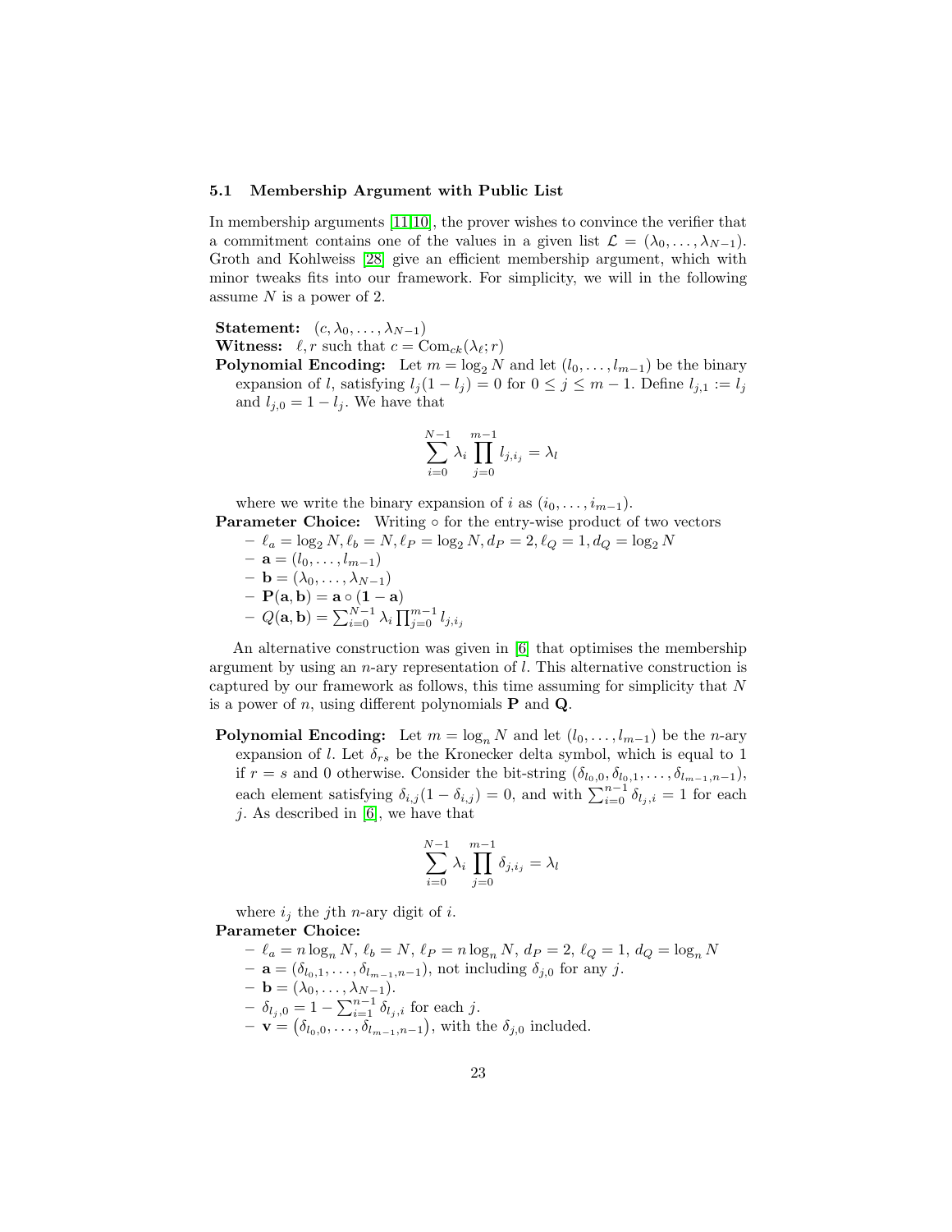### 5.1 Membership Argument with Public List

In membership arguments [11,10], the prover wishes to convince the verifier that a commitment contains one of the values in a given list $\mathcal{L} = (\lambda_0, \ldots, \lambda_{N-1})$. Groth and Kohlweiss [28] give an efficient membership argument, which with minor tweaks fits into our framework. For simplicity, we will in the following assume $N$ is a power of 2.

**Statement:** $(c, \lambda_0, \ldots, \lambda_{N-1})$
**Witness:** $\ell, r$ such that $c = \mathrm{Com}_{ck}(\lambda_\ell; r)$
**Polynomial Encoding:** Let $m = \log_2 N$ and let $(l_0, \ldots, l_{m-1})$ be the binary expansion of $l$, satisfying $l_j(1 - l_j) = 0$ for $0 \leq j \leq m-1$. Define $l_{j,1} := l_j$ and $l_{j,0} = 1 - l_j$. We have that

$$\sum_{i=0}^{N-1} \lambda_i \prod_{j=0}^{m-1} l_{j,i_j} = \lambda_l$$

where we write the binary expansion of $i$ as $(i_0, \ldots, i_{m-1})$.
**Parameter Choice:** Writing $\circ$ for the entry-wise product of two vectors

- $\ell_a = \log_2 N, \ell_b = N, \ell_P = \log_2 N, d_P = 2, \ell_Q = 1, d_Q = \log_2 N$
- $\mathbf{a} = (l_0, \ldots, l_{m-1})$
- $\mathbf{b} = (\lambda_0, \ldots, \lambda_{N-1})$
- $\mathbf{P}(\mathbf{a}, \mathbf{b}) = \mathbf{a} \circ (\mathbf{1} - \mathbf{a})$
- $Q(\mathbf{a}, \mathbf{b}) = \sum_{i=0}^{N-1} \lambda_i \prod_{j=0}^{m-1} l_{j,i_j}$

An alternative construction was given in [6] that optimises the membership argument by using an $n$-ary representation of $l$. This alternative construction is captured by our framework as follows, this time assuming for simplicity that $N$ is a power of $n$, using different polynomials $\mathbf{P}$ and $\mathbf{Q}$.

**Polynomial Encoding:** Let $m = \log_n N$ and let $(l_0, \ldots, l_{m-1})$ be the $n$-ary expansion of $l$. Let $\delta_{rs}$ be the Kronecker delta symbol, which is equal to 1 if $r = s$ and 0 otherwise. Consider the bit-string $(\delta_{l_0,0}, \delta_{l_0,1}, \ldots, \delta_{l_{m-1},n-1})$, each element satisfying $\delta_{i,j}(1 - \delta_{i,j}) = 0$, and with $\sum_{i=0}^{n-1} \delta_{l_j,i} = 1$ for each $j$. As described in [6], we have that

$$\sum_{i=0}^{N-1} \lambda_i \prod_{j=0}^{m-1} \delta_{j,i_j} = \lambda_l$$

where $i_j$ the $j$th $n$-ary digit of $i$.
**Parameter Choice:**

- $\ell_a = n \log_n N$, $\ell_b = N$, $\ell_P = n \log_n N$, $d_P = 2$, $\ell_Q = 1$, $d_Q = \log_n N$
- $\mathbf{a} = (\delta_{l_0,1}, \ldots, \delta_{l_{m-1},n-1})$, not including $\delta_{j,0}$ for any $j$.
- $\mathbf{b} = (\lambda_0, \ldots, \lambda_{N-1})$.
- $\delta_{l_j,0} = 1 - \sum_{i=1}^{n-1} \delta_{l_j,i}$ for each $j$.
- $\mathbf{v} = \left(\delta_{l_0,0}, \ldots, \delta_{l_{m-1},n-1}\right)$, with the $\delta_{j,0}$ included.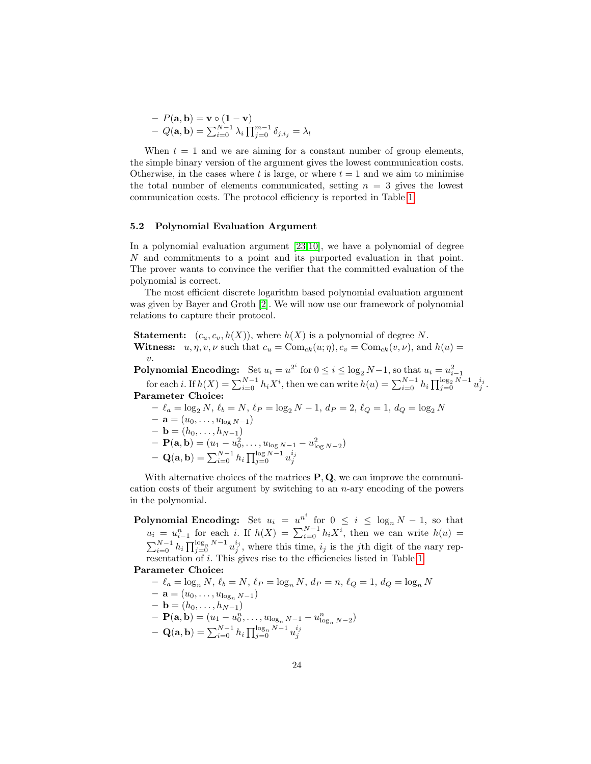– $P(\mathbf{a}, \mathbf{b}) = \mathbf{v} \circ (\mathbf{1} - \mathbf{v})$
– $Q(\mathbf{a}, \mathbf{b}) = \sum_{i=0}^{N-1} \lambda_i \prod_{j=0}^{m-1} \delta_{j,i_j} = \lambda_l$

When $t = 1$ and we are aiming for a constant number of group elements, the simple binary version of the argument gives the lowest communication costs. Otherwise, in the cases where $t$ is large, or where $t = 1$ and we aim to minimise the total number of elements communicated, setting $n = 3$ gives the lowest communication costs. The protocol efficiency is reported in Table 1.

### 5.2 Polynomial Evaluation Argument

In a polynomial evaluation argument [23,10], we have a polynomial of degree $N$ and commitments to a point and its purported evaluation in that point. The prover wants to convince the verifier that the committed evaluation of the polynomial is correct.

The most efficient discrete logarithm based polynomial evaluation argument was given by Bayer and Groth [2]. We will now use our framework of polynomial relations to capture their protocol.

**Statement:** $(c_u, c_v, h(X))$, where $h(X)$ is a polynomial of degree $N$.

**Witness:** $u, \eta, v, \nu$ such that $c_u = \mathrm{Com}_{ck}(u; \eta), c_v = \mathrm{Com}_{ck}(v, \nu)$, and $h(u) = v$.

**Polynomial Encoding:** Set $u_i = u^{2^i}$ for $0 \leq i \leq \log_2 N - 1$, so that $u_i = u_{i-1}^2$ for each $i$. If $h(X) = \sum_{i=0}^{N-1} h_i X^i$, then we can write $h(u) = \sum_{i=0}^{N-1} h_i \prod_{j=0}^{\log_2 N-1} u_j^{i_j}$.

**Parameter Choice:**

– $\ell_a = \log_2 N$, $\ell_b = N$, $\ell_P = \log_2 N - 1$, $d_P = 2$, $\ell_Q = 1$, $d_Q = \log_2 N$
– $\mathbf{a} = (u_0, \dots, u_{\log N - 1})$
– $\mathbf{b} = (h_0, \dots, h_{N-1})$
– $\mathbf{P}(\mathbf{a}, \mathbf{b}) = (u_1 - u_0^2, \dots, u_{\log N-1} - u_{\log N-2}^2)$
– $\mathbf{Q}(\mathbf{a}, \mathbf{b}) = \sum_{i=0}^{N-1} h_i \prod_{j=0}^{\log N-1} u_j^{i_j}$

With alternative choices of the matrices $\mathbf{P}, \mathbf{Q}$, we can improve the communication costs of their argument by switching to an $n$-ary encoding of the powers in the polynomial.

**Polynomial Encoding:** Set $u_i = u^{n^i}$ for $0 \leq i \leq \log_n N - 1$, so that $u_i = u_{i-1}^n$ for each $i$. If $h(X) = \sum_{i=0}^{N-1} h_i X^i$, then we can write $h(u) = \sum_{i=0}^{N-1} h_i \prod_{j=0}^{\log_n N-1} u_j^{i_j}$, where this time, $i_j$ is the $j$th digit of the $n$ary representation of $i$. This gives rise to the efficiencies listed in Table 1.

**Parameter Choice:**

– $\ell_a = \log_n N$, $\ell_b = N$, $\ell_P = \log_n N$, $d_P = n$, $\ell_Q = 1$, $d_Q = \log_n N$
– $\mathbf{a} = (u_0, \dots, u_{\log_n N - 1})$
– $\mathbf{b} = (h_0, \dots, h_{N-1})$
– $\mathbf{P}(\mathbf{a}, \mathbf{b}) = (u_1 - u_0^n, \dots, u_{\log_n N-1} - u_{\log_n N-2}^n)$
– $\mathbf{Q}(\mathbf{a}, \mathbf{b}) = \sum_{i=0}^{N-1} h_i \prod_{j=0}^{\log_n N-1} u_j^{i_j}$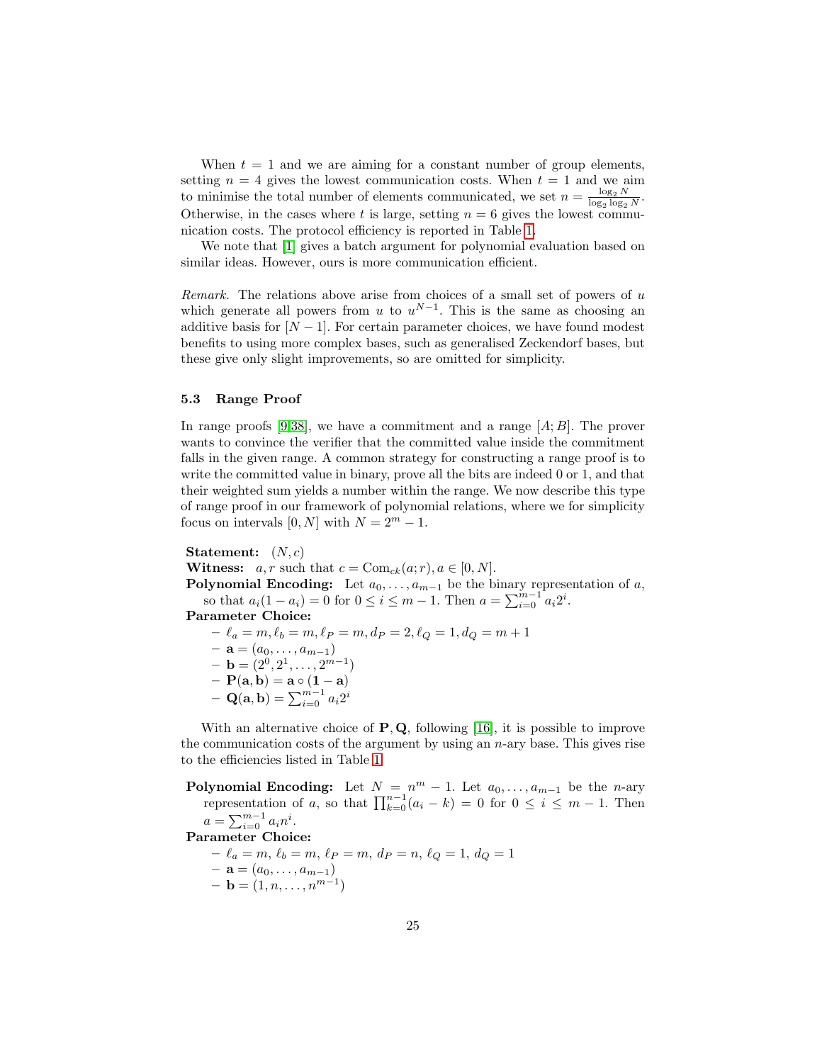When $t = 1$ and we are aiming for a constant number of group elements, setting $n = 4$ gives the lowest communication costs. When $t = 1$ and we aim to minimise the total number of elements communicated, we set $n = \frac{\log_2 N}{\log_2 \log_2 N}$. Otherwise, in the cases where $t$ is large, setting $n = 6$ gives the lowest communication costs. The protocol efficiency is reported in Table 1.

We note that [1] gives a batch argument for polynomial evaluation based on similar ideas. However, ours is more communication efficient.

*Remark.* The relations above arise from choices of a small set of powers of $u$ which generate all powers from $u$ to $u^{N-1}$. This is the same as choosing an additive basis for $[N-1]$. For certain parameter choices, we have found modest benefits to using more complex bases, such as generalised Zeckendorf bases, but these give only slight improvements, so are omitted for simplicity.

### 5.3 Range Proof

In range proofs [9,38], we have a commitment and a range $[A; B]$. The prover wants to convince the verifier that the committed value inside the commitment falls in the given range. A common strategy for constructing a range proof is to write the committed value in binary, prove all the bits are indeed 0 or 1, and that their weighted sum yields a number within the range. We now describe this type of range proof in our framework of polynomial relations, where we for simplicity focus on intervals $[0, N]$ with $N = 2^m - 1$.

**Statement:** $(N, c)$
**Witness:** $a, r$ such that $c = \mathrm{Com}_{ck}(a; r), a \in [0, N]$.
**Polynomial Encoding:** Let $a_0, \ldots, a_{m-1}$ be the binary representation of $a$, so that $a_i(1 - a_i) = 0$ for $0 \le i \le m - 1$. Then $a = \sum_{i=0}^{m-1} a_i 2^i$.
**Parameter Choice:**

- $\ell_a = m, \ell_b = m, \ell_P = m, d_P = 2, \ell_Q = 1, d_Q = m + 1$
- $\mathbf{a} = (a_0, \ldots, a_{m-1})$
- $\mathbf{b} = (2^0, 2^1, \ldots, 2^{m-1})$
- $\mathbf{P}(\mathbf{a}, \mathbf{b}) = \mathbf{a} \circ (\mathbf{1} - \mathbf{a})$
- $\mathbf{Q}(\mathbf{a}, \mathbf{b}) = \sum_{i=0}^{m-1} a_i 2^i$

With an alternative choice of $\mathbf{P}, \mathbf{Q}$, following [16], it is possible to improve the communication costs of the argument by using an $n$-ary base. This gives rise to the efficiencies listed in Table 1.

**Polynomial Encoding:** Let $N = n^m - 1$. Let $a_0, \ldots, a_{m-1}$ be the $n$-ary representation of $a$, so that $\prod_{k=0}^{n-1}(a_i - k) = 0$ for $0 \le i \le m - 1$. Then $a = \sum_{i=0}^{m-1} a_i n^i$.
**Parameter Choice:**

- $\ell_a = m, \ell_b = m, \ell_P = m, d_P = n, \ell_Q = 1, d_Q = 1$
- $\mathbf{a} = (a_0, \ldots, a_{m-1})$
- $\mathbf{b} = (1, n, \ldots, n^{m-1})$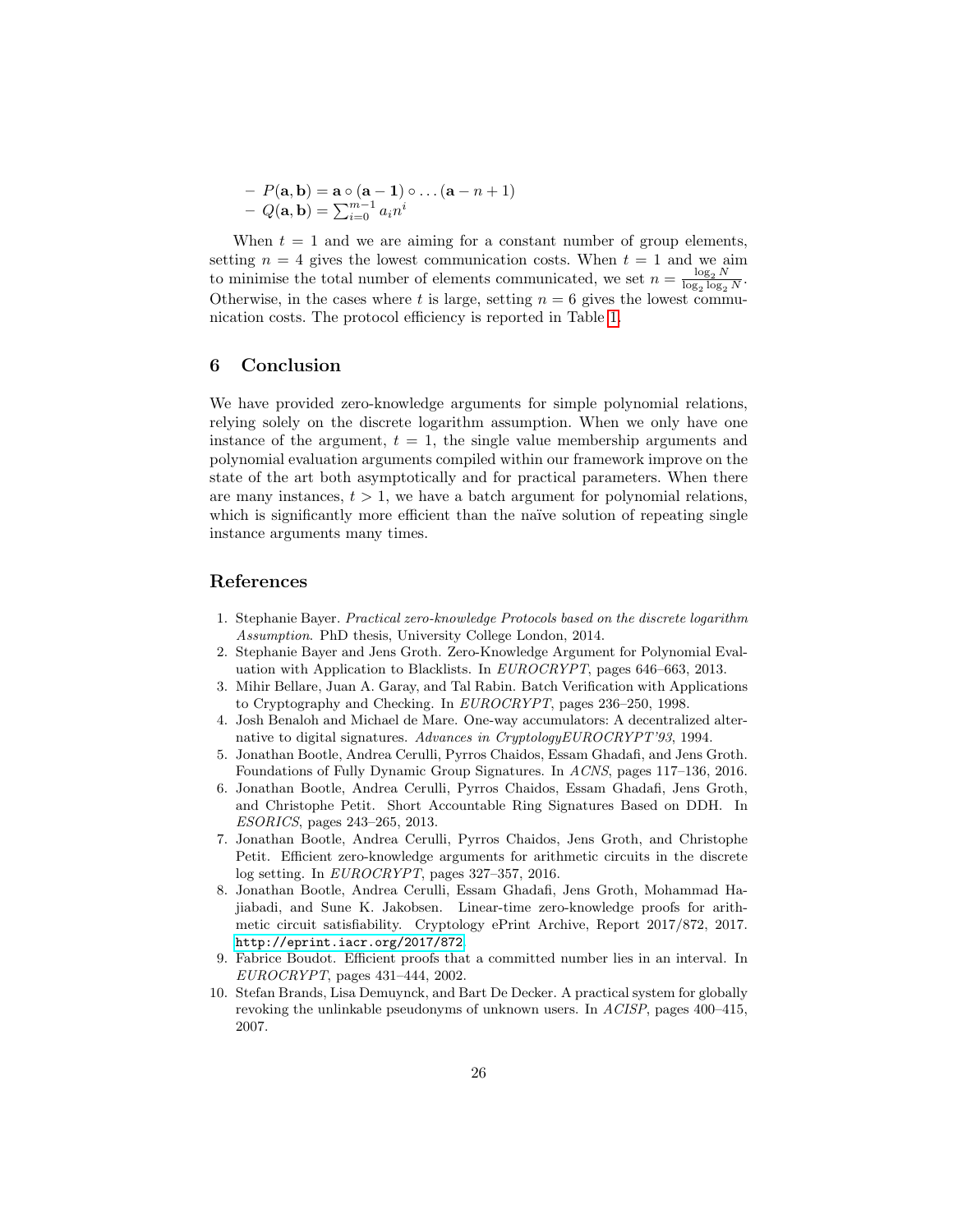- $P(\mathbf{a}, \mathbf{b}) = \mathbf{a} \circ (\mathbf{a} - \mathbf{1}) \circ \ldots (\mathbf{a} - n + 1)$
- $Q(\mathbf{a}, \mathbf{b}) = \sum_{i=0}^{m-1} a_i n^i$

When $t = 1$ and we are aiming for a constant number of group elements, setting $n = 4$ gives the lowest communication costs. When $t = 1$ and we aim to minimise the total number of elements communicated, we set $n = \frac{\log_2 N}{\log_2 \log_2 N}$. Otherwise, in the cases where $t$ is large, setting $n = 6$ gives the lowest communication costs. The protocol efficiency is reported in Table 1.

## 6 Conclusion

We have provided zero-knowledge arguments for simple polynomial relations, relying solely on the discrete logarithm assumption. When we only have one instance of the argument, $t = 1$, the single value membership arguments and polynomial evaluation arguments compiled within our framework improve on the state of the art both asymptotically and for practical parameters. When there are many instances, $t > 1$, we have a batch argument for polynomial relations, which is significantly more efficient than the naïve solution of repeating single instance arguments many times.

## References

1. Stephanie Bayer. *Practical zero-knowledge Protocols based on the discrete logarithm Assumption*. PhD thesis, University College London, 2014.
2. Stephanie Bayer and Jens Groth. Zero-Knowledge Argument for Polynomial Evaluation with Application to Blacklists. In *EUROCRYPT*, pages 646–663, 2013.
3. Mihir Bellare, Juan A. Garay, and Tal Rabin. Batch Verification with Applications to Cryptography and Checking. In *EUROCRYPT*, pages 236–250, 1998.
4. Josh Benaloh and Michael de Mare. One-way accumulators: A decentralized alternative to digital signatures. *Advances in CryptologyEUROCRYPT'93*, 1994.
5. Jonathan Bootle, Andrea Cerulli, Pyrros Chaidos, Essam Ghadafi, and Jens Groth. Foundations of Fully Dynamic Group Signatures. In *ACNS*, pages 117–136, 2016.
6. Jonathan Bootle, Andrea Cerulli, Pyrros Chaidos, Essam Ghadafi, Jens Groth, and Christophe Petit. Short Accountable Ring Signatures Based on DDH. In *ESORICS*, pages 243–265, 2013.
7. Jonathan Bootle, Andrea Cerulli, Pyrros Chaidos, Jens Groth, and Christophe Petit. Efficient zero-knowledge arguments for arithmetic circuits in the discrete log setting. In *EUROCRYPT*, pages 327–357, 2016.
8. Jonathan Bootle, Andrea Cerulli, Essam Ghadafi, Jens Groth, Mohammad Hajiabadi, and Sune K. Jakobsen. Linear-time zero-knowledge proofs for arithmetic circuit satisfiability. Cryptology ePrint Archive, Report 2017/872, 2017. http://eprint.iacr.org/2017/872.
9. Fabrice Boudot. Efficient proofs that a committed number lies in an interval. In *EUROCRYPT*, pages 431–444, 2002.
10. Stefan Brands, Lisa Demuynck, and Bart De Decker. A practical system for globally revoking the unlinkable pseudonyms of unknown users. In *ACISP*, pages 400–415, 2007.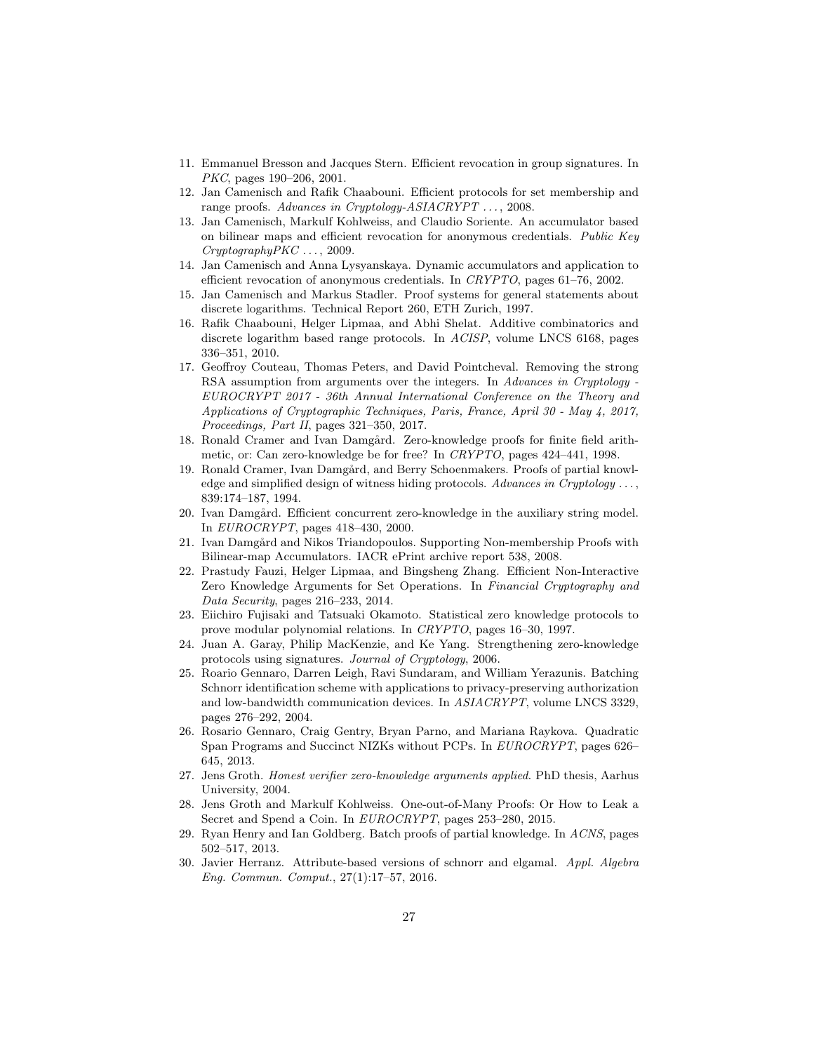11. Emmanuel Bresson and Jacques Stern. Efficient revocation in group signatures. In *PKC*, pages 190–206, 2001.
12. Jan Camenisch and Rafik Chaabouni. Efficient protocols for set membership and range proofs. *Advances in Cryptology-ASIACRYPT . . .*, 2008.
13. Jan Camenisch, Markulf Kohlweiss, and Claudio Soriente. An accumulator based on bilinear maps and efficient revocation for anonymous credentials. *Public Key CryptographyPKC . . .*, 2009.
14. Jan Camenisch and Anna Lysyanskaya. Dynamic accumulators and application to efficient revocation of anonymous credentials. In *CRYPTO*, pages 61–76, 2002.
15. Jan Camenisch and Markus Stadler. Proof systems for general statements about discrete logarithms. Technical Report 260, ETH Zurich, 1997.
16. Rafik Chaabouni, Helger Lipmaa, and Abhi Shelat. Additive combinatorics and discrete logarithm based range protocols. In *ACISP*, volume LNCS 6168, pages 336–351, 2010.
17. Geoffroy Couteau, Thomas Peters, and David Pointcheval. Removing the strong RSA assumption from arguments over the integers. In *Advances in Cryptology - EUROCRYPT 2017 - 36th Annual International Conference on the Theory and Applications of Cryptographic Techniques, Paris, France, April 30 - May 4, 2017, Proceedings, Part II*, pages 321–350, 2017.
18. Ronald Cramer and Ivan Damgård. Zero-knowledge proofs for finite field arithmetic, or: Can zero-knowledge be for free? In *CRYPTO*, pages 424–441, 1998.
19. Ronald Cramer, Ivan Damgård, and Berry Schoenmakers. Proofs of partial knowledge and simplified design of witness hiding protocols. *Advances in Cryptology . . .*, 839:174–187, 1994.
20. Ivan Damgård. Efficient concurrent zero-knowledge in the auxiliary string model. In *EUROCRYPT*, pages 418–430, 2000.
21. Ivan Damgård and Nikos Triandopoulos. Supporting Non-membership Proofs with Bilinear-map Accumulators. IACR ePrint archive report 538, 2008.
22. Prastudy Fauzi, Helger Lipmaa, and Bingsheng Zhang. Efficient Non-Interactive Zero Knowledge Arguments for Set Operations. In *Financial Cryptography and Data Security*, pages 216–233, 2014.
23. Eiichiro Fujisaki and Tatsuaki Okamoto. Statistical zero knowledge protocols to prove modular polynomial relations. In *CRYPTO*, pages 16–30, 1997.
24. Juan A. Garay, Philip MacKenzie, and Ke Yang. Strengthening zero-knowledge protocols using signatures. *Journal of Cryptology*, 2006.
25. Roario Gennaro, Darren Leigh, Ravi Sundaram, and William Yerazunis. Batching Schnorr identification scheme with applications to privacy-preserving authorization and low-bandwidth communication devices. In *ASIACRYPT*, volume LNCS 3329, pages 276–292, 2004.
26. Rosario Gennaro, Craig Gentry, Bryan Parno, and Mariana Raykova. Quadratic Span Programs and Succinct NIZKs without PCPs. In *EUROCRYPT*, pages 626–645, 2013.
27. Jens Groth. *Honest verifier zero-knowledge arguments applied*. PhD thesis, Aarhus University, 2004.
28. Jens Groth and Markulf Kohlweiss. One-out-of-Many Proofs: Or How to Leak a Secret and Spend a Coin. In *EUROCRYPT*, pages 253–280, 2015.
29. Ryan Henry and Ian Goldberg. Batch proofs of partial knowledge. In *ACNS*, pages 502–517, 2013.
30. Javier Herranz. Attribute-based versions of schnorr and elgamal. *Appl. Algebra Eng. Commun. Comput.*, 27(1):17–57, 2016.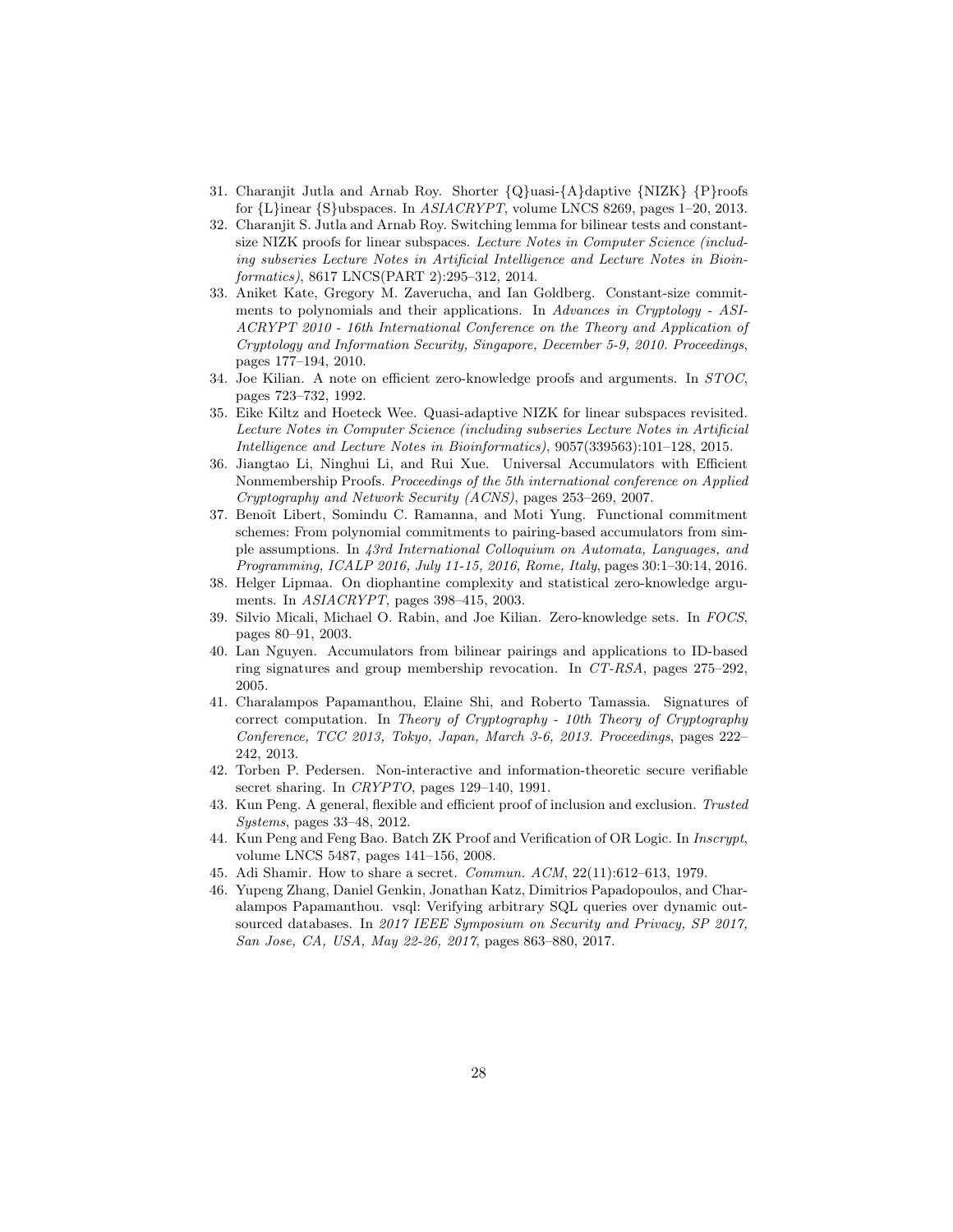31. Charanjit Jutla and Arnab Roy. Shorter {Q}uasi-{A}daptive {NIZK} {P}roofs for {L}inear {S}ubspaces. In *ASIACRYPT*, volume LNCS 8269, pages 1–20, 2013.
32. Charanjit S. Jutla and Arnab Roy. Switching lemma for bilinear tests and constant-size NIZK proofs for linear subspaces. *Lecture Notes in Computer Science (including subseries Lecture Notes in Artificial Intelligence and Lecture Notes in Bioinformatics)*, 8617 LNCS(PART 2):295–312, 2014.
33. Aniket Kate, Gregory M. Zaverucha, and Ian Goldberg. Constant-size commitments to polynomials and their applications. In *Advances in Cryptology - ASIACRYPT 2010 - 16th International Conference on the Theory and Application of Cryptology and Information Security, Singapore, December 5-9, 2010. Proceedings*, pages 177–194, 2010.
34. Joe Kilian. A note on efficient zero-knowledge proofs and arguments. In *STOC*, pages 723–732, 1992.
35. Eike Kiltz and Hoeteck Wee. Quasi-adaptive NIZK for linear subspaces revisited. *Lecture Notes in Computer Science (including subseries Lecture Notes in Artificial Intelligence and Lecture Notes in Bioinformatics)*, 9057(339563):101–128, 2015.
36. Jiangtao Li, Ninghui Li, and Rui Xue. Universal Accumulators with Efficient Nonmembership Proofs. *Proceedings of the 5th international conference on Applied Cryptography and Network Security (ACNS)*, pages 253–269, 2007.
37. Benoît Libert, Somindu C. Ramanna, and Moti Yung. Functional commitment schemes: From polynomial commitments to pairing-based accumulators from simple assumptions. In *43rd International Colloquium on Automata, Languages, and Programming, ICALP 2016, July 11-15, 2016, Rome, Italy*, pages 30:1–30:14, 2016.
38. Helger Lipmaa. On diophantine complexity and statistical zero-knowledge arguments. In *ASIACRYPT*, pages 398–415, 2003.
39. Silvio Micali, Michael O. Rabin, and Joe Kilian. Zero-knowledge sets. In *FOCS*, pages 80–91, 2003.
40. Lan Nguyen. Accumulators from bilinear pairings and applications to ID-based ring signatures and group membership revocation. In *CT-RSA*, pages 275–292, 2005.
41. Charalampos Papamanthou, Elaine Shi, and Roberto Tamassia. Signatures of correct computation. In *Theory of Cryptography - 10th Theory of Cryptography Conference, TCC 2013, Tokyo, Japan, March 3-6, 2013. Proceedings*, pages 222–242, 2013.
42. Torben P. Pedersen. Non-interactive and information-theoretic secure verifiable secret sharing. In *CRYPTO*, pages 129–140, 1991.
43. Kun Peng. A general, flexible and efficient proof of inclusion and exclusion. *Trusted Systems*, pages 33–48, 2012.
44. Kun Peng and Feng Bao. Batch ZK Proof and Verification of OR Logic. In *Inscrypt*, volume LNCS 5487, pages 141–156, 2008.
45. Adi Shamir. How to share a secret. *Commun. ACM*, 22(11):612–613, 1979.
46. Yupeng Zhang, Daniel Genkin, Jonathan Katz, Dimitrios Papadopoulos, and Charalampos Papamanthou. vsql: Verifying arbitrary SQL queries over dynamic outsourced databases. In *2017 IEEE Symposium on Security and Privacy, SP 2017, San Jose, CA, USA, May 22-26, 2017*, pages 863–880, 2017.